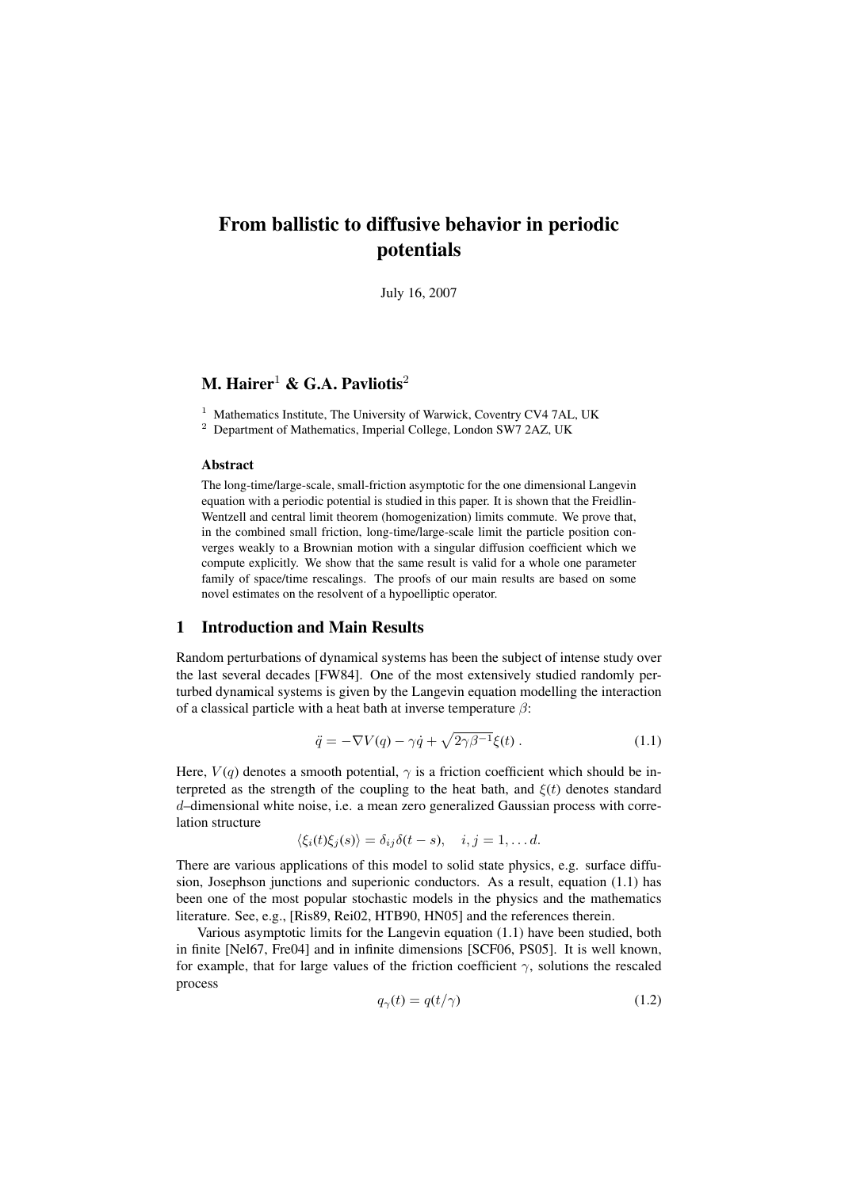# From ballistic to diffusive behavior in periodic potentials

July 16, 2007

## M. Hairer[1] & G.A. Pavliotis[2]

[1] Mathematics Institute, The University of Warwick, Coventry CV4 7AL, UK
[2] Department of Mathematics, Imperial College, London SW7 2AZ, UK

### Abstract

The long-time/large-scale, small-friction asymptotic for the one dimensional Langevin equation with a periodic potential is studied in this paper. It is shown that the Freidlin-Wentzell and central limit theorem (homogenization) limits commute. We prove that, in the combined small friction, long-time/large-scale limit the particle position converges weakly to a Brownian motion with a singular diffusion coefficient which we compute explicitly. We show that the same result is valid for a whole one parameter family of space/time rescalings. The proofs of our main results are based on some novel estimates on the resolvent of a hypoelliptic operator.

## 1 Introduction and Main Results

Random perturbations of dynamical systems has been the subject of intense study over the last several decades [FW84]. One of the most extensively studied randomly perturbed dynamical systems is given by the Langevin equation modelling the interaction of a classical particle with a heat bath at inverse temperature $\beta$:

$$\ddot{q} = -\nabla V(q) - \gamma \dot{q} + \sqrt{2\gamma\beta^{-1}}\xi(t) \; . \tag{1.1}$$

Here, $V(q)$ denotes a smooth potential, $\gamma$ is a friction coefficient which should be interpreted as the strength of the coupling to the heat bath, and $\xi(t)$ denotes standard $d$–dimensional white noise, i.e. a mean zero generalized Gaussian process with correlation structure

$$\langle \xi_i(t)\xi_j(s)\rangle = \delta_{ij}\delta(t-s), \quad i,j = 1,\ldots d.$$

There are various applications of this model to solid state physics, e.g. surface diffusion, Josephson junctions and superionic conductors. As a result, equation (1.1) has been one of the most popular stochastic models in the physics and the mathematics literature. See, e.g., [Ris89, Rei02, HTB90, HN05] and the references therein.

Various asymptotic limits for the Langevin equation (1.1) have been studied, both in finite [Nel67, Fre04] and in infinite dimensions [SCF06, PS05]. It is well known, for example, that for large values of the friction coefficient $\gamma$, solutions the rescaled process

$$q_\gamma(t) = q(t/\gamma) \tag{1.2}$$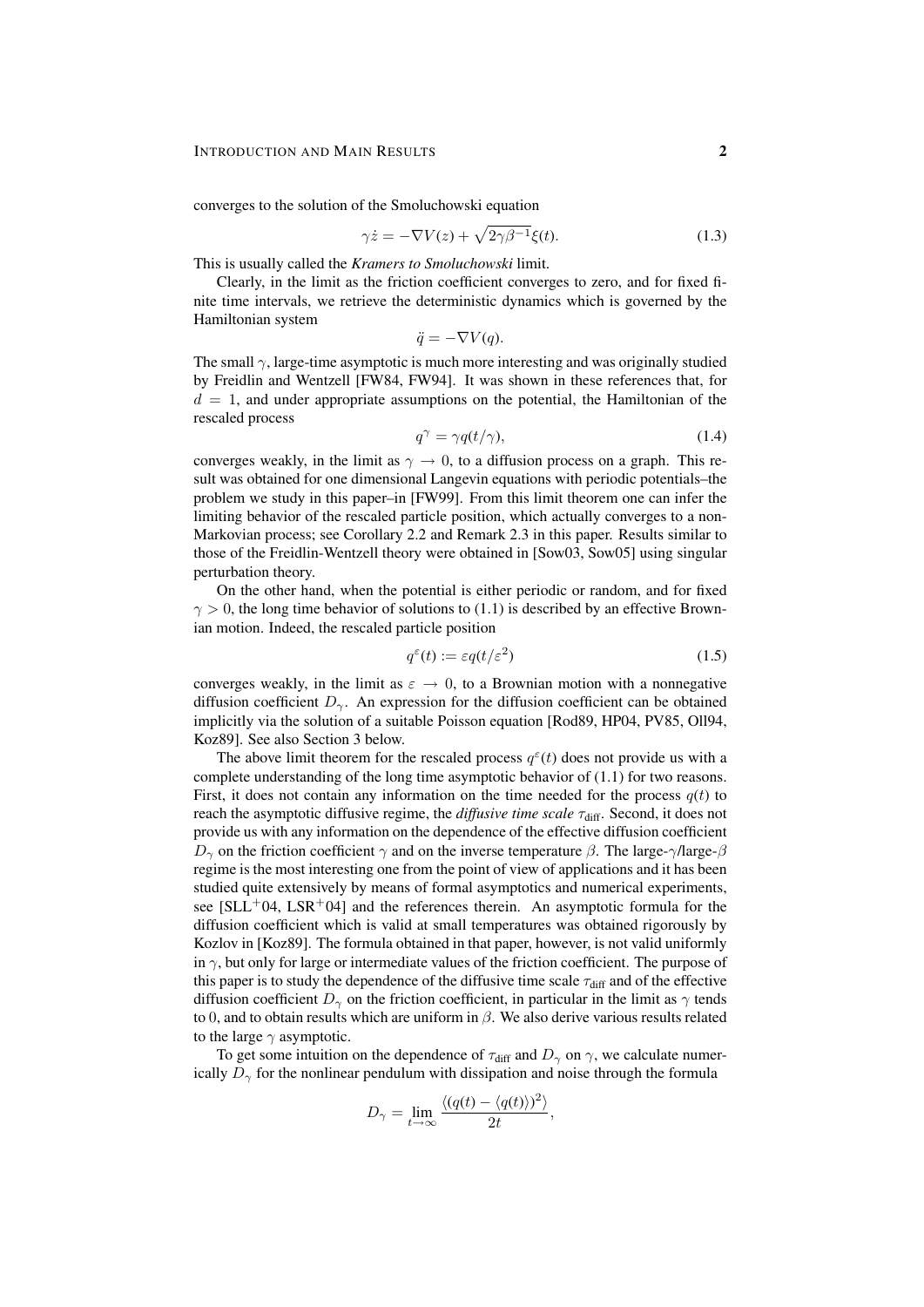converges to the solution of the Smoluchowski equation

$$\gamma \dot{z} = -\nabla V(z) + \sqrt{2\gamma\beta^{-1}}\xi(t). \tag{1.3}$$

This is usually called the *Kramers to Smoluchowski* limit.

Clearly, in the limit as the friction coefficient converges to zero, and for fixed finite time intervals, we retrieve the deterministic dynamics which is governed by the Hamiltonian system

$$\ddot{q} = -\nabla V(q).$$

The small $\gamma$, large-time asymptotic is much more interesting and was originally studied by Freidlin and Wentzell [FW84, FW94]. It was shown in these references that, for $d = 1$, and under appropriate assumptions on the potential, the Hamiltonian of the rescaled process

$$q^{\gamma} = \gamma q(t/\gamma), \tag{1.4}$$

converges weakly, in the limit as $\gamma \to 0$, to a diffusion process on a graph. This result was obtained for one dimensional Langevin equations with periodic potentials–the problem we study in this paper–in [FW99]. From this limit theorem one can infer the limiting behavior of the rescaled particle position, which actually converges to a non-Markovian process; see Corollary 2.2 and Remark 2.3 in this paper. Results similar to those of the Freidlin-Wentzell theory were obtained in [Sow03, Sow05] using singular perturbation theory.

On the other hand, when the potential is either periodic or random, and for fixed $\gamma > 0$, the long time behavior of solutions to (1.1) is described by an effective Brownian motion. Indeed, the rescaled particle position

$$q^{\varepsilon}(t) := \varepsilon q(t/\varepsilon^2) \tag{1.5}$$

converges weakly, in the limit as $\varepsilon \to 0$, to a Brownian motion with a nonnegative diffusion coefficient $D_{\gamma}$. An expression for the diffusion coefficient can be obtained implicitly via the solution of a suitable Poisson equation [Rod89, HP04, PV85, Oll94, Koz89]. See also Section 3 below.

The above limit theorem for the rescaled process $q^{\varepsilon}(t)$ does not provide us with a complete understanding of the long time asymptotic behavior of (1.1) for two reasons. First, it does not contain any information on the time needed for the process $q(t)$ to reach the asymptotic diffusive regime, the *diffusive time scale* $\tau_{\text{diff}}$. Second, it does not provide us with any information on the dependence of the effective diffusion coefficient $D_{\gamma}$ on the friction coefficient $\gamma$ and on the inverse temperature $\beta$. The large-$\gamma$/large-$\beta$ regime is the most interesting one from the point of view of applications and it has been studied quite extensively by means of formal asymptotics and numerical experiments, see [SLL+04, LSR+04] and the references therein. An asymptotic formula for the diffusion coefficient which is valid at small temperatures was obtained rigorously by Kozlov in [Koz89]. The formula obtained in that paper, however, is not valid uniformly in $\gamma$, but only for large or intermediate values of the friction coefficient. The purpose of this paper is to study the dependence of the diffusive time scale $\tau_{\text{diff}}$ and of the effective diffusion coefficient $D_{\gamma}$ on the friction coefficient, in particular in the limit as $\gamma$ tends to 0, and to obtain results which are uniform in $\beta$. We also derive various results related to the large $\gamma$ asymptotic.

To get some intuition on the dependence of $\tau_{\text{diff}}$ and $D_{\gamma}$ on $\gamma$, we calculate numerically $D_{\gamma}$ for the nonlinear pendulum with dissipation and noise through the formula

$$D_{\gamma} = \lim_{t \to \infty} \frac{\langle (q(t) - \langle q(t) \rangle)^2 \rangle}{2t},$$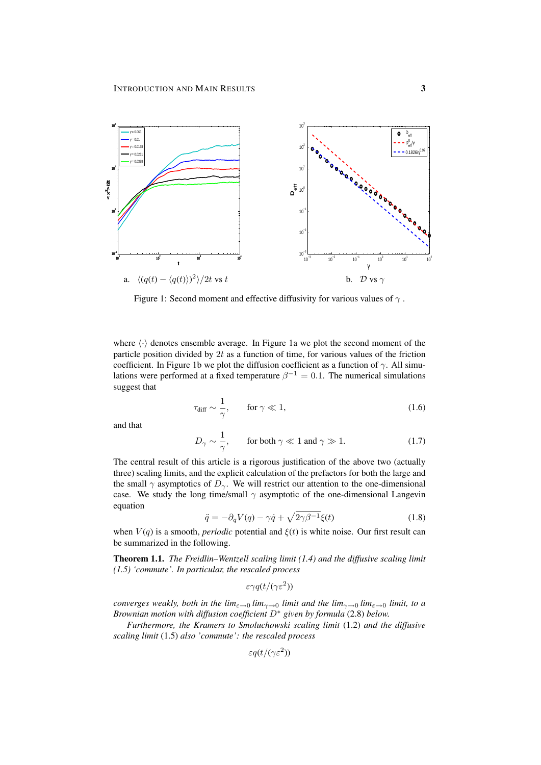a. $\langle (q(t) - \langle q(t) \rangle)^2 \rangle / 2t$ vs $t$

b. $\mathcal{D}$ vs $\gamma$

Figure 1: Second moment and effective diffusivity for various values of $\gamma$ .

where $\langle \cdot \rangle$ denotes ensemble average. In Figure 1a we plot the second moment of the particle position divided by $2t$ as a function of time, for various values of the friction coefficient. In Figure 1b we plot the diffusion coefficient as a function of $\gamma$. All simulations were performed at a fixed temperature $\beta^{-1} = 0.1$. The numerical simulations suggest that

$$\tau_{\text{diff}} \sim \frac{1}{\gamma}, \qquad \text{for } \gamma \ll 1, \tag{1.6}$$

and that

$$D_\gamma \sim \frac{1}{\gamma}, \qquad \text{for both } \gamma \ll 1 \text{ and } \gamma \gg 1. \tag{1.7}$$

The central result of this article is a rigorous justification of the above two (actually three) scaling limits, and the explicit calculation of the prefactors for both the large and the small $\gamma$ asymptotics of $D_\gamma$. We will restrict our attention to the one-dimensional case. We study the long time/small $\gamma$ asymptotic of the one-dimensional Langevin equation

$$\ddot{q} = -\partial_q V(q) - \gamma \dot{q} + \sqrt{2\gamma\beta^{-1}}\xi(t) \tag{1.8}$$

when $V(q)$ is a smooth, *periodic* potential and $\xi(t)$ is white noise. Our first result can be summarized in the following.

**Theorem 1.1.** *The Freidlin–Wentzell scaling limit (1.4) and the diffusive scaling limit (1.5) 'commute'. In particular, the rescaled process*

$$\varepsilon\gamma q(t/(\gamma\varepsilon^2))$$

*converges weakly, both in the $\lim_{\varepsilon\to 0}\lim_{\gamma\to 0}$ limit and the $\lim_{\gamma\to 0}\lim_{\varepsilon\to 0}$ limit, to a Brownian motion with diffusion coefficient $D^*$ given by formula* (2.8) *below.*

*Furthermore, the Kramers to Smoluchowski scaling limit* (1.2) *and the diffusive scaling limit* (1.5) *also 'commute': the rescaled process*

$$\varepsilon q(t/(\gamma\varepsilon^2))$$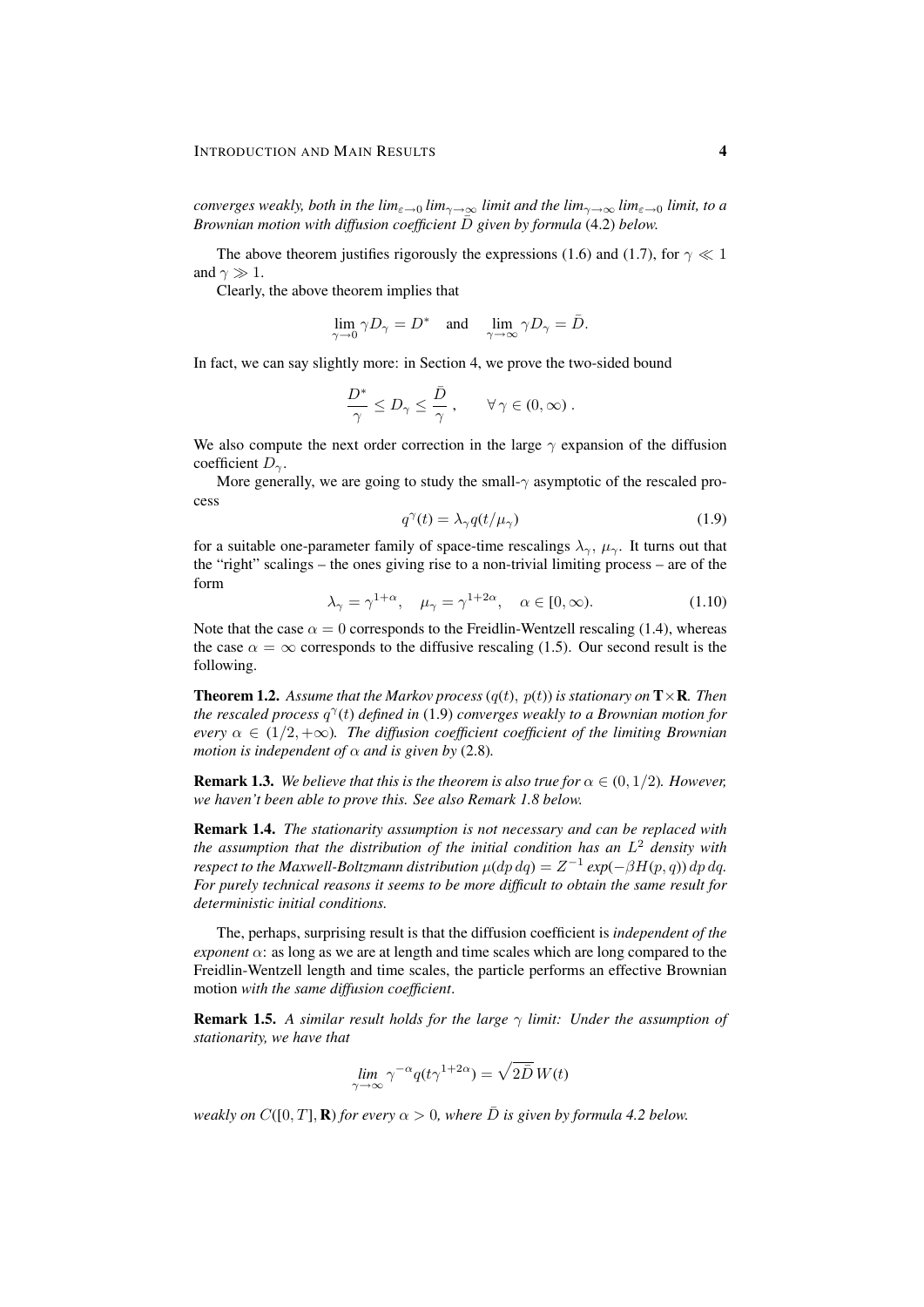*converges weakly, both in the $\lim_{\varepsilon\to 0}\lim_{\gamma\to\infty}$ limit and the $\lim_{\gamma\to\infty}\lim_{\varepsilon\to 0}$ limit, to a Brownian motion with diffusion coefficient $\bar{D}$ given by formula* (4.2) *below.*

The above theorem justifies rigorously the expressions (1.6) and (1.7), for $\gamma \ll 1$ and $\gamma \gg 1$.

Clearly, the above theorem implies that

$$\lim_{\gamma\to 0}\gamma D_\gamma = D^* \quad \text{and} \quad \lim_{\gamma\to\infty}\gamma D_\gamma = \bar{D}.$$

In fact, we can say slightly more: in Section 4, we prove the two-sided bound

$$\frac{D^*}{\gamma} \leq D_\gamma \leq \frac{\bar{D}}{\gamma}\;, \qquad \forall\, \gamma \in (0,\infty)\;.$$

We also compute the next order correction in the large $\gamma$ expansion of the diffusion coefficient $D_\gamma$.

More generally, we are going to study the small-$\gamma$ asymptotic of the rescaled process

$$q^\gamma(t) = \lambda_\gamma q(t/\mu_\gamma) \tag{1.9}$$

for a suitable one-parameter family of space-time rescalings $\lambda_\gamma$, $\mu_\gamma$. It turns out that the "right" scalings – the ones giving rise to a non-trivial limiting process – are of the form

$$\lambda_\gamma = \gamma^{1+\alpha}, \quad \mu_\gamma = \gamma^{1+2\alpha}, \quad \alpha \in [0,\infty). \tag{1.10}$$

Note that the case $\alpha = 0$ corresponds to the Freidlin-Wentzell rescaling (1.4), whereas the case $\alpha = \infty$ corresponds to the diffusive rescaling (1.5). Our second result is the following.

**Theorem 1.2.** *Assume that the Markov process $(q(t),\, p(t))$ is stationary on $\mathbf{T}\times\mathbf{R}$. Then the rescaled process $q^\gamma(t)$ defined in* (1.9) *converges weakly to a Brownian motion for every $\alpha \in (1/2, +\infty)$. The diffusion coefficient coefficient of the limiting Brownian motion is independent of $\alpha$ and is given by* (2.8)*.*

**Remark 1.3.** *We believe that this is the theorem is also true for $\alpha \in (0, 1/2)$. However, we haven't been able to prove this. See also Remark 1.8 below.*

**Remark 1.4.** *The stationarity assumption is not necessary and can be replaced with the assumption that the distribution of the initial condition has an $L^2$ density with respect to the Maxwell-Boltzmann distribution $\mu(dp\, dq) = Z^{-1}\exp(-\beta H(p,q))\, dp\, dq$. For purely technical reasons it seems to be more difficult to obtain the same result for deterministic initial conditions.*

The, perhaps, surprising result is that the diffusion coefficient is *independent of the exponent* $\alpha$: as long as we are at length and time scales which are long compared to the Freidlin-Wentzell length and time scales, the particle performs an effective Brownian motion *with the same diffusion coefficient*.

**Remark 1.5.** *A similar result holds for the large $\gamma$ limit: Under the assumption of stationarity, we have that*

$$\lim_{\gamma\to\infty}\gamma^{-\alpha} q(t\gamma^{1+2\alpha}) = \sqrt{2\bar{D}}\, W(t)$$

*weakly on $C([0,T],\mathbf{R})$ for every $\alpha > 0$, where $\bar{D}$ is given by formula 4.2 below.*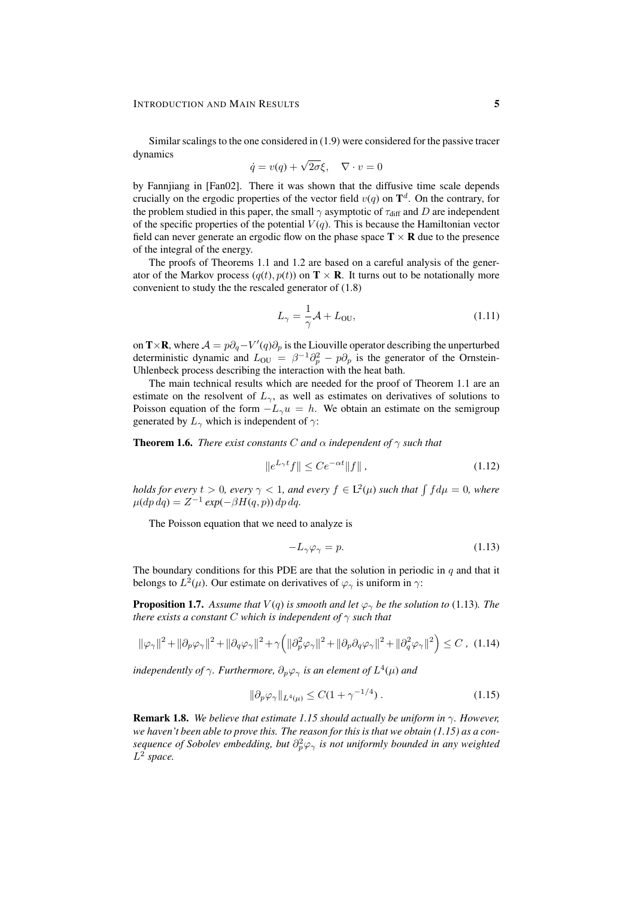Similar scalings to the one considered in (1.9) were considered for the passive tracer dynamics

$$\dot{q} = v(q) + \sqrt{2\sigma}\xi, \quad \nabla \cdot v = 0$$

by Fannjiang in [Fan02]. There it was shown that the diffusive time scale depends crucially on the ergodic properties of the vector field $v(q)$ on $\mathbf{T}^d$. On the contrary, for the problem studied in this paper, the small $\gamma$ asymptotic of $\tau_{\text{diff}}$ and $D$ are independent of the specific properties of the potential $V(q)$. This is because the Hamiltonian vector field can never generate an ergodic flow on the phase space $\mathbf{T} \times \mathbf{R}$ due to the presence of the integral of the energy.

The proofs of Theorems 1.1 and 1.2 are based on a careful analysis of the generator of the Markov process $(q(t), p(t))$ on $\mathbf{T} \times \mathbf{R}$. It turns out to be notationally more convenient to study the the rescaled generator of (1.8)

$$L_\gamma = \frac{1}{\gamma}\mathcal{A} + L_{\text{OU}}, \tag{1.11}$$

on $\mathbf{T}\times\mathbf{R}$, where $\mathcal{A} = p\partial_q - V'(q)\partial_p$ is the Liouville operator describing the unperturbed deterministic dynamic and $L_{\text{OU}} = \beta^{-1}\partial_p^2 - p\partial_p$ is the generator of the Ornstein-Uhlenbeck process describing the interaction with the heat bath.

The main technical results which are needed for the proof of Theorem 1.1 are an estimate on the resolvent of $L_\gamma$, as well as estimates on derivatives of solutions to Poisson equation of the form $-L_\gamma u = h$. We obtain an estimate on the semigroup generated by $L_\gamma$ which is independent of $\gamma$:

**Theorem 1.6.** *There exist constants $C$ and $\alpha$ independent of $\gamma$ such that*

$$\|e^{L_\gamma t} f\| \leq C e^{-\alpha t}\|f\|, \tag{1.12}$$

*holds for every $t > 0$, every $\gamma < 1$, and every $f \in \mathrm{L}^2(\mu)$ such that $\int f d\mu = 0$, where $\mu(dp\,dq) = Z^{-1}\exp(-\beta H(q,p))\,dp\,dq$.*

The Poisson equation that we need to analyze is

$$-L_\gamma \varphi_\gamma = p. \tag{1.13}$$

The boundary conditions for this PDE are that the solution in periodic in $q$ and that it belongs to $L^2(\mu)$. Our estimate on derivatives of $\varphi_\gamma$ is uniform in $\gamma$:

**Proposition 1.7.** *Assume that $V(q)$ is smooth and let $\varphi_\gamma$ be the solution to* (1.13)*. The there exists a constant $C$ which is independent of $\gamma$ such that*

$$\|\varphi_\gamma\|^2 + \|\partial_p\varphi_\gamma\|^2 + \|\partial_q\varphi_\gamma\|^2 + \gamma\Big(\|\partial_p^2\varphi_\gamma\|^2 + \|\partial_p\partial_q\varphi_\gamma\|^2 + \|\partial_q^2\varphi_\gamma\|^2\Big) \leq C\,, \tag{1.14}$$

*independently of $\gamma$. Furthermore, $\partial_p\varphi_\gamma$ is an element of $L^4(\mu)$ and*

$$\|\partial_p\varphi_\gamma\|_{L^4(\mu)} \leq C(1 + \gamma^{-1/4})\,. \tag{1.15}$$

**Remark 1.8.** *We believe that estimate 1.15 should actually be uniform in $\gamma$. However, we haven't been able to prove this. The reason for this is that we obtain (1.15) as a consequence of Sobolev embedding, but $\partial_p^2\varphi_\gamma$ is not uniformly bounded in any weighted $L^2$ space.*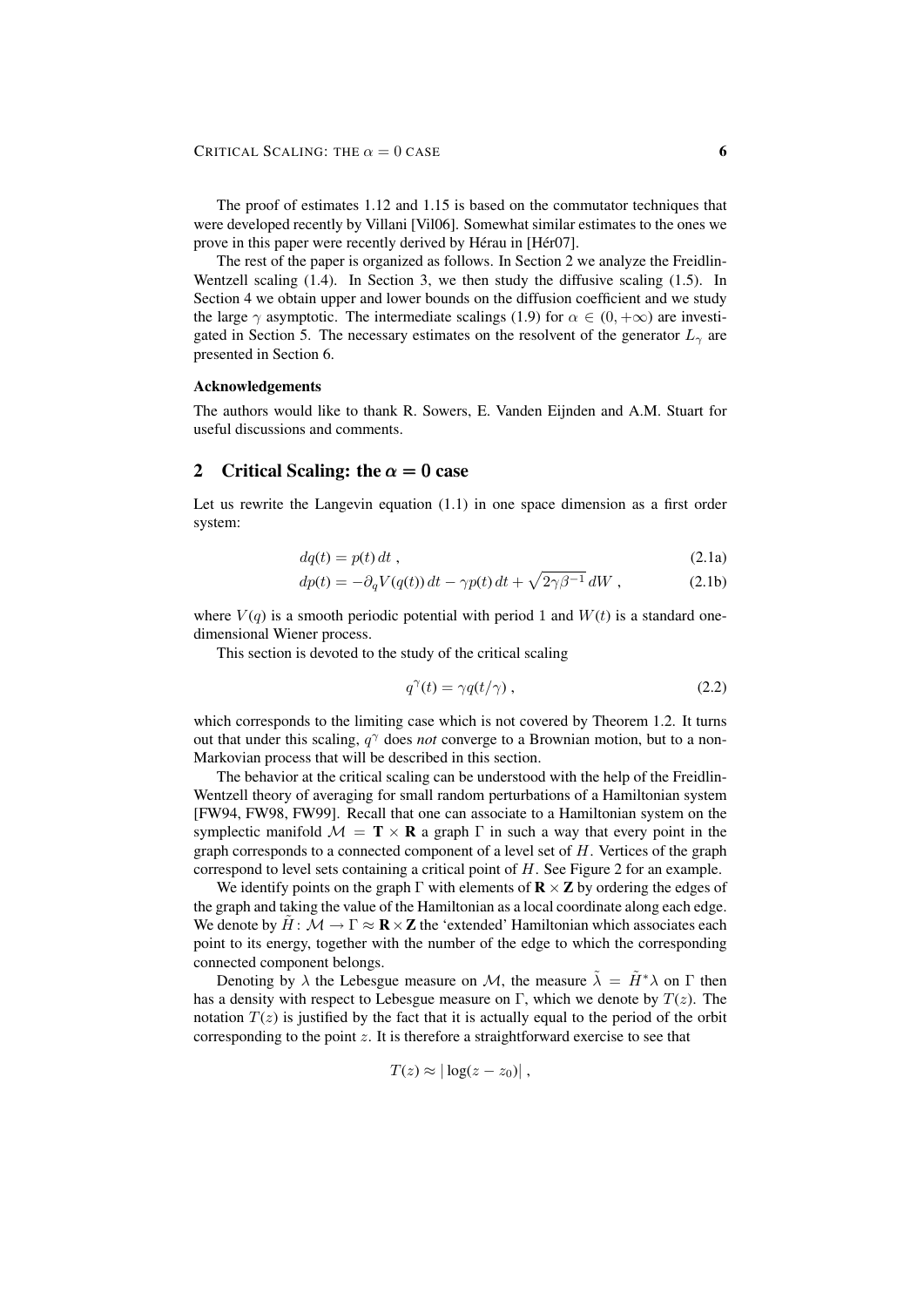The proof of estimates 1.12 and 1.15 is based on the commutator techniques that were developed recently by Villani [Vil06]. Somewhat similar estimates to the ones we prove in this paper were recently derived by Hérau in [Hér07].

The rest of the paper is organized as follows. In Section 2 we analyze the Freidlin-Wentzell scaling (1.4). In Section 3, we then study the diffusive scaling (1.5). In Section 4 we obtain upper and lower bounds on the diffusion coefficient and we study the large $\gamma$ asymptotic. The intermediate scalings (1.9) for $\alpha \in (0, +\infty)$ are investigated in Section 5. The necessary estimates on the resolvent of the generator $L_\gamma$ are presented in Section 6.

#### Acknowledgements

The authors would like to thank R. Sowers, E. Vanden Eijnden and A.M. Stuart for useful discussions and comments.

## 2 Critical Scaling: the $\alpha = 0$ case

Let us rewrite the Langevin equation (1.1) in one space dimension as a first order system:

$$dq(t) = p(t)\,dt\;, \tag{2.1a}$$

$$dp(t) = -\partial_q V(q(t))\,dt - \gamma p(t)\,dt + \sqrt{2\gamma\beta^{-1}}\,dW\;, \tag{2.1b}$$

where $V(q)$ is a smooth periodic potential with period 1 and $W(t)$ is a standard one-dimensional Wiener process.

This section is devoted to the study of the critical scaling

$$q^\gamma(t) = \gamma q(t/\gamma)\;, \tag{2.2}$$

which corresponds to the limiting case which is not covered by Theorem 1.2. It turns out that under this scaling, $q^\gamma$ does *not* converge to a Brownian motion, but to a non-Markovian process that will be described in this section.

The behavior at the critical scaling can be understood with the help of the Freidlin-Wentzell theory of averaging for small random perturbations of a Hamiltonian system [FW94, FW98, FW99]. Recall that one can associate to a Hamiltonian system on the symplectic manifold $\mathcal{M} = \mathbf{T} \times \mathbf{R}$ a graph $\Gamma$ in such a way that every point in the graph corresponds to a connected component of a level set of $H$. Vertices of the graph correspond to level sets containing a critical point of $H$. See Figure 2 for an example.

We identify points on the graph $\Gamma$ with elements of $\mathbf{R} \times \mathbf{Z}$ by ordering the edges of the graph and taking the value of the Hamiltonian as a local coordinate along each edge. We denote by $\tilde{H} \colon \mathcal{M} \to \Gamma \approx \mathbf{R} \times \mathbf{Z}$ the 'extended' Hamiltonian which associates each point to its energy, together with the number of the edge to which the corresponding connected component belongs.

Denoting by $\lambda$ the Lebesgue measure on $\mathcal{M}$, the measure $\tilde{\lambda} = \tilde{H}^*\lambda$ on $\Gamma$ then has a density with respect to Lebesgue measure on $\Gamma$, which we denote by $T(z)$. The notation $T(z)$ is justified by the fact that it is actually equal to the period of the orbit corresponding to the point $z$. It is therefore a straightforward exercise to see that

$$T(z) \approx |\log(z - z_0)|\;,$$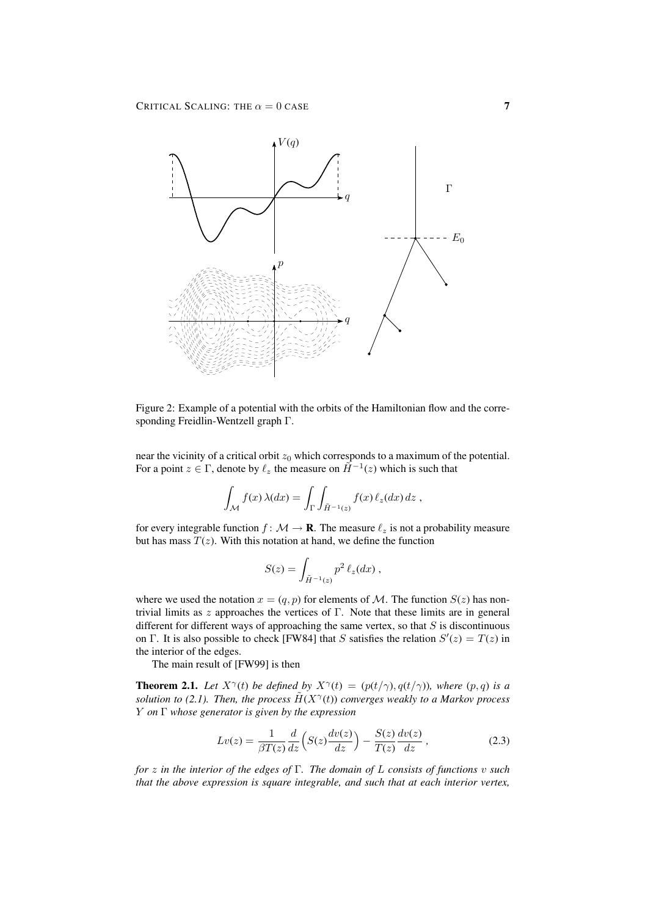Figure 2: Example of a potential with the orbits of the Hamiltonian flow and the corresponding Freidlin-Wentzell graph $\Gamma$.

near the vicinity of a critical orbit $z_0$ which corresponds to a maximum of the potential. For a point $z \in \Gamma$, denote by $\ell_z$ the measure on $\tilde{H}^{-1}(z)$ which is such that

$$\int_{\mathcal{M}} f(x)\,\lambda(dx) = \int_\Gamma \int_{\tilde{H}^{-1}(z)} f(x)\,\ell_z(dx)\,dz\;,$$

for every integrable function $f\colon \mathcal{M} \to \mathbf{R}$. The measure $\ell_z$ is not a probability measure but has mass $T(z)$. With this notation at hand, we define the function

$$S(z) = \int_{\tilde{H}^{-1}(z)} p^2\,\ell_z(dx)\;,$$

where we used the notation $x = (q,p)$ for elements of $\mathcal{M}$. The function $S(z)$ has non-trivial limits as $z$ approaches the vertices of $\Gamma$. Note that these limits are in general different for different ways of approaching the same vertex, so that $S$ is discontinuous on $\Gamma$. It is also possible to check [FW84] that $S$ satisfies the relation $S'(z) = T(z)$ in the interior of the edges.

The main result of [FW99] is then

**Theorem 2.1.** *Let $X^\gamma(t)$ be defined by $X^\gamma(t) = (p(t/\gamma), q(t/\gamma))$, where $(p,q)$ is a solution to (2.1). Then, the process $\tilde{H}(X^\gamma(t))$ converges weakly to a Markov process $Y$ on $\Gamma$ whose generator is given by the expression*

$$Lv(z) = \frac{1}{\beta T(z)}\frac{d}{dz}\Big(S(z)\frac{dv(z)}{dz}\Big) - \frac{S(z)}{T(z)}\frac{dv(z)}{dz}\;, \tag{2.3}$$

*for $z$ in the interior of the edges of $\Gamma$. The domain of $L$ consists of functions $v$ such that the above expression is square integrable, and such that at each interior vertex,*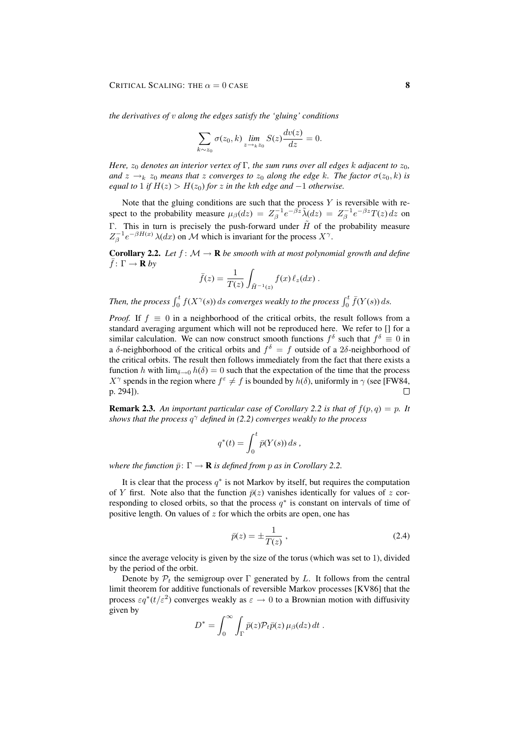*the derivatives of $v$ along the edges satisfy the 'gluing' conditions*

$$\sum_{k\sim z_0} \sigma(z_0,k) \lim_{z\to_k z_0} S(z)\frac{dv(z)}{dz} = 0.$$

*Here, $z_0$ denotes an interior vertex of $\Gamma$, the sum runs over all edges $k$ adjacent to $z_0$, and $z \to_k z_0$ means that $z$ converges to $z_0$ along the edge $k$. The factor $\sigma(z_0,k)$ is equal to $1$ if $H(z) > H(z_0)$ for $z$ in the $k$th edge and $-1$ otherwise.*

Note that the gluing conditions are such that the process $Y$ is reversible with respect to the probability measure $\mu_\beta(dz) = Z_\beta^{-1}e^{-\beta z}\tilde\lambda(dz) = Z_\beta^{-1}e^{-\beta z}T(z)\,dz$ on $\Gamma$. This in turn is precisely the push-forward under $\tilde H$ of the probability measure $Z_\beta^{-1}e^{-\beta H(x)}\,\lambda(dx)$ on $\mathcal{M}$ which is invariant for the process $X^\gamma$.

**Corollary 2.2.** *Let $f\colon \mathcal{M}\to\mathbf{R}$ be smooth with at most polynomial growth and define $\bar f\colon \Gamma\to\mathbf{R}$ by*

$$\bar f(z) = \frac{1}{T(z)}\int_{\tilde H^{-1}(z)} f(x)\,\ell_z(dx)\;.$$

*Then, the process $\int_0^t f(X^\gamma(s))\,ds$ converges weakly to the process $\int_0^t \bar f(Y(s))\,ds$.*

*Proof.* If $f\equiv 0$ in a neighborhood of the critical orbits, the result follows from a standard averaging argument which will not be reproduced here. We refer to [] for a similar calculation. We can now construct smooth functions $f^\delta$ such that $f^\delta \equiv 0$ in a $\delta$-neighborhood of the critical orbits and $f^\delta = f$ outside of a $2\delta$-neighborhood of the critical orbits. The result then follows immediately from the fact that there exists a function $h$ with $\lim_{\delta\to 0} h(\delta) = 0$ such that the expectation of the time that the process $X^\gamma$ spends in the region where $f^\varepsilon \neq f$ is bounded by $h(\delta)$, uniformly in $\gamma$ (see [FW84, p. 294]). □

**Remark 2.3.** *An important particular case of Corollary 2.2 is that of $f(p,q) = p$. It shows that the process $q^\gamma$ defined in (2.2) converges weakly to the process*

$$q^*(t) = \int_0^t \bar p(Y(s))\,ds\;,$$

*where the function $\bar p\colon \Gamma\to\mathbf{R}$ is defined from $p$ as in Corollary 2.2.*

It is clear that the process $q^*$ is not Markov by itself, but requires the computation of $Y$ first. Note also that the function $\bar p(z)$ vanishes identically for values of $z$ corresponding to closed orbits, so that the process $q^*$ is constant on intervals of time of positive length. On values of $z$ for which the orbits are open, one has

$$\bar p(z) = \pm\frac{1}{T(z)}\;, \tag{2.4}$$

since the average velocity is given by the size of the torus (which was set to 1), divided by the period of the orbit.

Denote by $\mathcal{P}_t$ the semigroup over $\Gamma$ generated by $L$. It follows from the central limit theorem for additive functionals of reversible Markov processes [KV86] that the process $\varepsilon q^*(t/\varepsilon^2)$ converges weakly as $\varepsilon\to 0$ to a Brownian motion with diffusivity given by

$$D^* = \int_0^\infty \int_\Gamma \bar p(z)\mathcal{P}_t\bar p(z)\,\mu_\beta(dz)\,dt\;.$$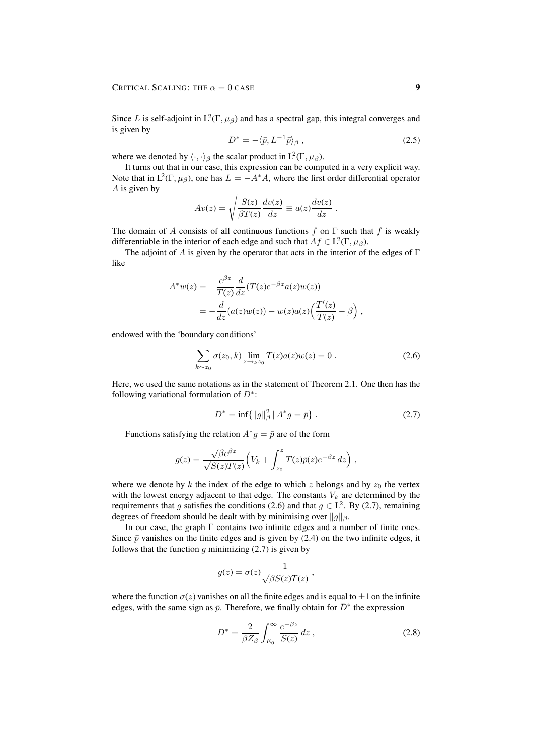Since $L$ is self-adjoint in $L^2(\Gamma, \mu_\beta)$ and has a spectral gap, this integral converges and is given by

$$D^* = -\langle \bar{p}, L^{-1}\bar{p}\rangle_\beta \;, \tag{2.5}$$

where we denoted by $\langle \cdot, \cdot \rangle_\beta$ the scalar product in $L^2(\Gamma, \mu_\beta)$.

It turns out that in our case, this expression can be computed in a very explicit way. Note that in $L^2(\Gamma, \mu_\beta)$, one has $L = -A^*A$, where the first order differential operator $A$ is given by

$$Av(z) = \sqrt{\frac{S(z)}{\beta T(z)}}\frac{dv(z)}{dz} \equiv a(z)\frac{dv(z)}{dz} \;.$$

The domain of $A$ consists of all continuous functions $f$ on $\Gamma$ such that $f$ is weakly differentiable in the interior of each edge and such that $Af \in L^2(\Gamma, \mu_\beta)$.

The adjoint of $A$ is given by the operator that acts in the interior of the edges of $\Gamma$ like

$$\begin{aligned} A^*w(z) &= -\frac{e^{\beta z}}{T(z)}\frac{d}{dz}(T(z)e^{-\beta z}a(z)w(z)) \\ &= -\frac{d}{dz}(a(z)w(z)) - w(z)a(z)\Big(\frac{T'(z)}{T(z)} - \beta\Big) \;, \end{aligned}$$

endowed with the 'boundary conditions'

$$\sum_{k \sim z_0} \sigma(z_0, k) \lim_{z \to_k z_0} T(z)a(z)w(z) = 0 \;. \tag{2.6}$$

Here, we used the same notations as in the statement of Theorem 2.1. One then has the following variational formulation of $D^*$:

$$D^* = \inf\{\|g\|_\beta^2 \mid A^*g = \bar{p}\} \;. \tag{2.7}$$

Functions satisfying the relation $A^*g = \bar{p}$ are of the form

$$g(z) = \frac{\sqrt{\beta}e^{\beta z}}{\sqrt{S(z)T(z)}}\Big(V_k + \int_{z_0}^{z} T(z)\bar{p}(z)e^{-\beta z}\,dz\Big) \;,$$

where we denote by $k$ the index of the edge to which $z$ belongs and by $z_0$ the vertex with the lowest energy adjacent to that edge. The constants $V_k$ are determined by the requirements that $g$ satisfies the conditions (2.6) and that $g \in L^2$. By (2.7), remaining degrees of freedom should be dealt with by minimising over $\|g\|_\beta$.

In our case, the graph $\Gamma$ contains two infinite edges and a number of finite ones. Since $\bar{p}$ vanishes on the finite edges and is given by (2.4) on the two infinite edges, it follows that the function $g$ minimizing (2.7) is given by

$$g(z) = \sigma(z)\frac{1}{\sqrt{\beta S(z)T(z)}} \;,$$

where the function $\sigma(z)$ vanishes on all the finite edges and is equal to $\pm 1$ on the infinite edges, with the same sign as $\bar{p}$. Therefore, we finally obtain for $D^*$ the expression

$$D^* = \frac{2}{\beta Z_\beta}\int_{E_0}^{\infty} \frac{e^{-\beta z}}{S(z)}\,dz \;, \tag{2.8}$$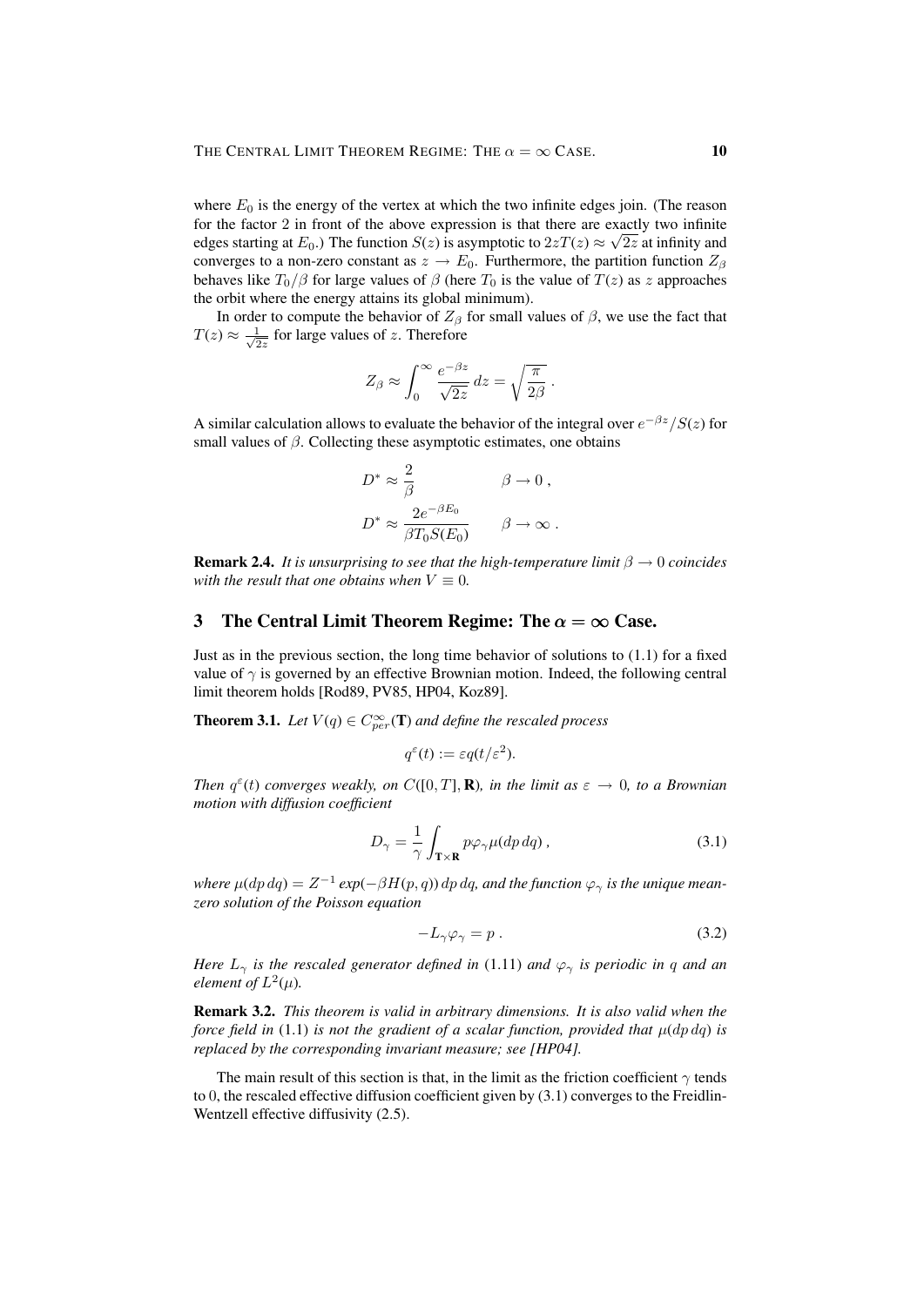where $E_0$ is the energy of the vertex at which the two infinite edges join. (The reason for the factor 2 in front of the above expression is that there are exactly two infinite edges starting at $E_0$.) The function $S(z)$ is asymptotic to $2zT(z) \approx \sqrt{2z}$ at infinity and converges to a non-zero constant as $z \to E_0$. Furthermore, the partition function $Z_\beta$ behaves like $T_0/\beta$ for large values of $\beta$ (here $T_0$ is the value of $T(z)$ as $z$ approaches the orbit where the energy attains its global minimum).

In order to compute the behavior of $Z_\beta$ for small values of $\beta$, we use the fact that $T(z) \approx \frac{1}{\sqrt{2z}}$ for large values of $z$. Therefore

$$Z_\beta \approx \int_0^\infty \frac{e^{-\beta z}}{\sqrt{2z}}\, dz = \sqrt{\frac{\pi}{2\beta}}\;.$$

A similar calculation allows to evaluate the behavior of the integral over $e^{-\beta z}/S(z)$ for small values of $\beta$. Collecting these asymptotic estimates, one obtains

$$D^* \approx \frac{2}{\beta} \qquad \beta \to 0\;,$$

$$D^* \approx \frac{2e^{-\beta E_0}}{\beta T_0 S(E_0)} \qquad \beta \to \infty\;.$$

**Remark 2.4.** *It is unsurprising to see that the high-temperature limit $\beta \to 0$ coincides with the result that one obtains when $V \equiv 0$.*

## 3 The Central Limit Theorem Regime: The $\alpha = \infty$ Case.

Just as in the previous section, the long time behavior of solutions to (1.1) for a fixed value of $\gamma$ is governed by an effective Brownian motion. Indeed, the following central limit theorem holds [Rod89, PV85, HP04, Koz89].

**Theorem 3.1.** *Let $V(q) \in C^\infty_{per}(\mathbf{T})$ and define the rescaled process*

$$q^\varepsilon(t) := \varepsilon q(t/\varepsilon^2).$$

*Then $q^\varepsilon(t)$ converges weakly, on $C([0,T],\mathbf{R})$, in the limit as $\varepsilon \to 0$, to a Brownian motion with diffusion coefficient*

$$D_\gamma = \frac{1}{\gamma}\int_{\mathbf{T}\times\mathbf{R}} p\varphi_\gamma \mu(dp\,dq)\;, \tag{3.1}$$

*where $\mu(dp\,dq) = Z^{-1}\exp(-\beta H(p,q))\,dp\,dq$, and the function $\varphi_\gamma$ is the unique mean-zero solution of the Poisson equation*

$$-L_\gamma \varphi_\gamma = p\;. \tag{3.2}$$

*Here $L_\gamma$ is the rescaled generator defined in* (1.11) *and $\varphi_\gamma$ is periodic in $q$ and an element of $L^2(\mu)$.*

**Remark 3.2.** *This theorem is valid in arbitrary dimensions. It is also valid when the force field in* (1.1) *is not the gradient of a scalar function, provided that $\mu(dp\,dq)$ is replaced by the corresponding invariant measure; see [HP04].*

The main result of this section is that, in the limit as the friction coefficient $\gamma$ tends to 0, the rescaled effective diffusion coefficient given by (3.1) converges to the Freidlin-Wentzell effective diffusivity (2.5).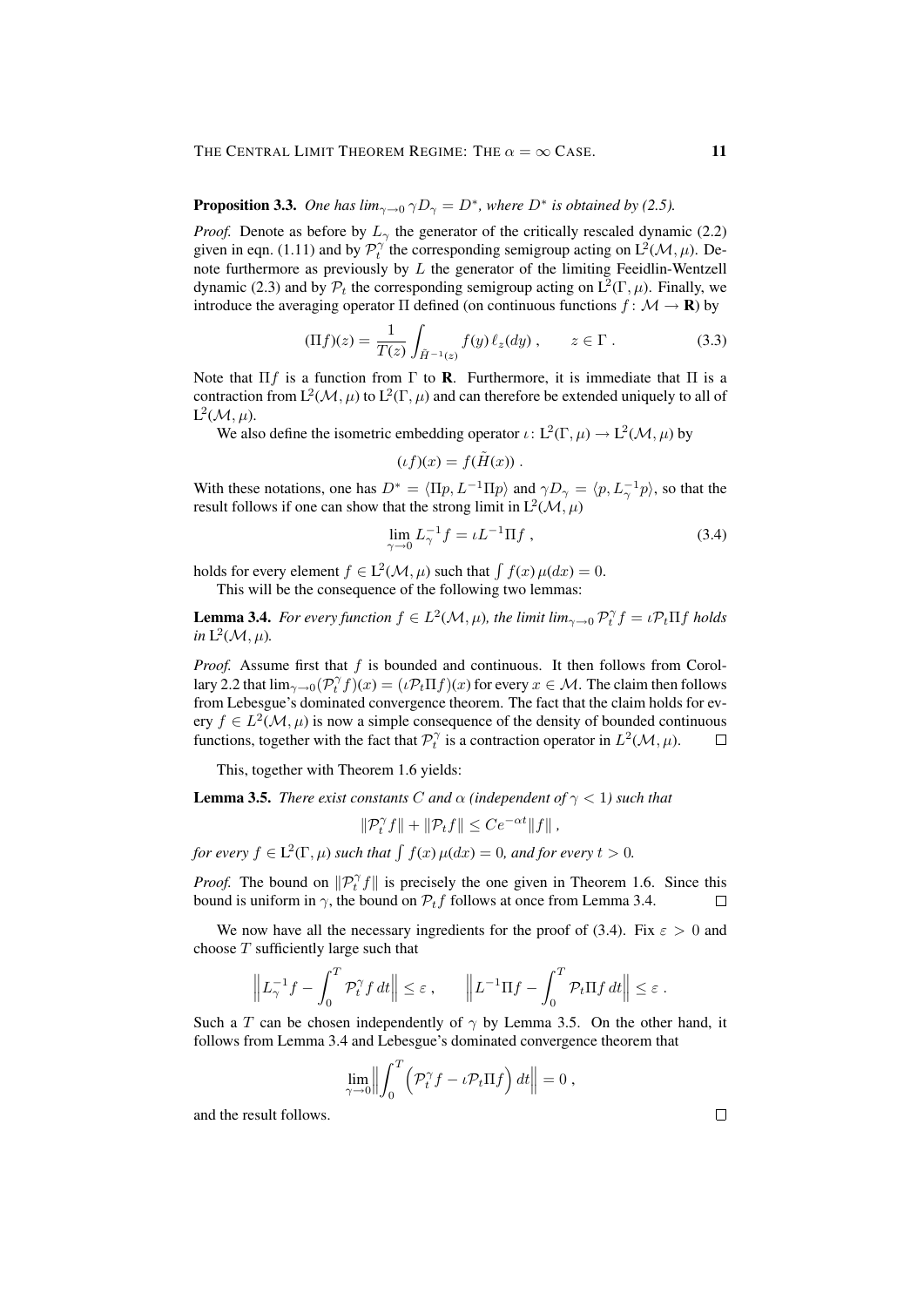**Proposition 3.3.** *One has $\lim_{\gamma\to 0} \gamma D_\gamma = D^*$, where $D^*$ is obtained by (2.5).*

*Proof.* Denote as before by $L_\gamma$ the generator of the critically rescaled dynamic (2.2) given in eqn. (1.11) and by $\mathcal{P}_t^\gamma$ the corresponding semigroup acting on $\mathrm{L}^2(\mathcal{M}, \mu)$. Denote furthermore as previously by $L$ the generator of the limiting Feeidlin-Wentzell dynamic (2.3) and by $\mathcal{P}_t$ the corresponding semigroup acting on $\mathrm{L}^2(\Gamma, \mu)$. Finally, we introduce the averaging operator $\Pi$ defined (on continuous functions $f\colon \mathcal{M} \to \mathbf{R}$) by

$$(\Pi f)(z) = \frac{1}{T(z)} \int_{\tilde{H}^{-1}(z)} f(y)\, \ell_z(dy)\;, \qquad z \in \Gamma\;. \tag{3.3}$$

Note that $\Pi f$ is a function from $\Gamma$ to $\mathbf{R}$. Furthermore, it is immediate that $\Pi$ is a contraction from $\mathrm{L}^2(\mathcal{M}, \mu)$ to $\mathrm{L}^2(\Gamma, \mu)$ and can therefore be extended uniquely to all of $\mathrm{L}^2(\mathcal{M}, \mu)$.

We also define the isometric embedding operator $\iota\colon \mathrm{L}^2(\Gamma, \mu) \to \mathrm{L}^2(\mathcal{M}, \mu)$ by

$$(\iota f)(x) = f(\tilde{H}(x))\;.$$

With these notations, one has $D^* = \langle \Pi p, L^{-1} \Pi p\rangle$ and $\gamma D_\gamma = \langle p, L_\gamma^{-1} p\rangle$, so that the result follows if one can show that the strong limit in $\mathrm{L}^2(\mathcal{M}, \mu)$

$$\lim_{\gamma\to 0} L_\gamma^{-1} f = \iota L^{-1} \Pi f\;, \tag{3.4}$$

holds for every element $f \in \mathrm{L}^2(\mathcal{M}, \mu)$ such that $\int f(x)\,\mu(dx) = 0$.

This will be the consequence of the following two lemmas:

**Lemma 3.4.** *For every function $f \in L^2(\mathcal{M}, \mu)$, the limit $\lim_{\gamma\to 0} \mathcal{P}_t^\gamma f = \iota \mathcal{P}_t \Pi f$ holds in $\mathrm{L}^2(\mathcal{M}, \mu)$.*

*Proof.* Assume first that $f$ is bounded and continuous. It then follows from Corollary 2.2 that $\lim_{\gamma\to 0} (\mathcal{P}_t^\gamma f)(x) = (\iota \mathcal{P}_t \Pi f)(x)$ for every $x \in \mathcal{M}$. The claim then follows from Lebesgue's dominated convergence theorem. The fact that the claim holds for every $f \in L^2(\mathcal{M}, \mu)$ is now a simple consequence of the density of bounded continuous functions, together with the fact that $\mathcal{P}_t^\gamma$ is a contraction operator in $L^2(\mathcal{M}, \mu)$. $\square$

This, together with Theorem 1.6 yields:

**Lemma 3.5.** *There exist constants $C$ and $\alpha$ (independent of $\gamma < 1$) such that*

$$\|\mathcal{P}_t^\gamma f\| + \|\mathcal{P}_t f\| \le C e^{-\alpha t} \|f\|\;,$$

*for every $f \in \mathrm{L}^2(\Gamma, \mu)$ such that $\int f(x)\,\mu(dx) = 0$, and for every $t > 0$.*

*Proof.* The bound on $\|\mathcal{P}_t^\gamma f\|$ is precisely the one given in Theorem 1.6. Since this bound is uniform in $\gamma$, the bound on $\mathcal{P}_t f$ follows at once from Lemma 3.4. $\square$

We now have all the necessary ingredients for the proof of (3.4). Fix $\varepsilon > 0$ and choose $T$ sufficiently large such that

$$\Big\| L_\gamma^{-1} f - \int_0^T \mathcal{P}_t^\gamma f\, dt \Big\| \le \varepsilon\;, \qquad \Big\| L^{-1} \Pi f - \int_0^T \mathcal{P}_t \Pi f\, dt \Big\| \le \varepsilon\;.$$

Such a $T$ can be chosen independently of $\gamma$ by Lemma 3.5. On the other hand, it follows from Lemma 3.4 and Lebesgue's dominated convergence theorem that

$$\lim_{\gamma\to 0} \Big\| \int_0^T \Big( \mathcal{P}_t^\gamma f - \iota \mathcal{P}_t \Pi f\Big)\, dt \Big\| = 0\;,$$

and the result follows. $\square$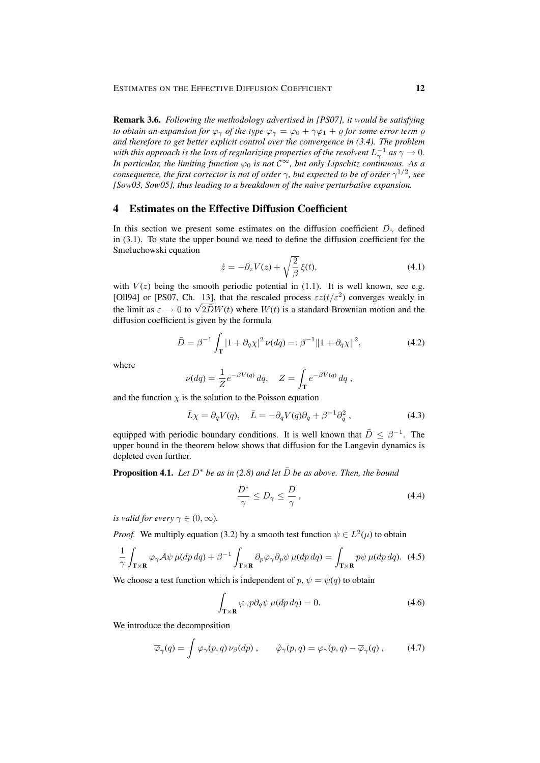**Remark 3.6.** *Following the methodology advertised in [PS07], it would be satisfying to obtain an expansion for $\varphi_\gamma$ of the type $\varphi_\gamma = \varphi_0 + \gamma\varphi_1 + \varrho$ for some error term $\varrho$ and therefore to get better explicit control over the convergence in (3.4). The problem with this approach is the loss of regularizing properties of the resolvent $L_\gamma^{-1}$ as $\gamma \to 0$. In particular, the limiting function $\varphi_0$ is not $\mathcal{C}^\infty$, but only Lipschitz continuous. As a consequence, the first corrector is not of order $\gamma$, but expected to be of order $\gamma^{1/2}$, see [Sow03, Sow05], thus leading to a breakdown of the naive perturbative expansion.*

## 4 Estimates on the Effective Diffusion Coefficient

In this section we present some estimates on the diffusion coefficient $D_\gamma$ defined in (3.1). To state the upper bound we need to define the diffusion coefficient for the Smoluchowski equation

$$\dot{z} = -\partial_z V(z) + \sqrt{\frac{2}{\beta}}\,\xi(t), \tag{4.1}$$

with $V(z)$ being the smooth periodic potential in (1.1). It is well known, see e.g. [Oll94] or [PS07, Ch. 13], that the rescaled process $\varepsilon z(t/\varepsilon^2)$ converges weakly in the limit as $\varepsilon \to 0$ to $\sqrt{2\bar{D}}W(t)$ where $W(t)$ is a standard Brownian motion and the diffusion coefficient is given by the formula

$$\bar{D} = \beta^{-1} \int_{\mathbf{T}} |1 + \partial_q \chi|^2 \,\nu(dq) =: \beta^{-1} \|1 + \partial_q \chi\|^2, \tag{4.2}$$

where

$$\nu(dq) = \frac{1}{Z} e^{-\beta V(q)}\, dq, \quad Z = \int_{\mathbf{T}} e^{-\beta V(q)}\, dq\;,$$

and the function $\chi$ is the solution to the Poisson equation

$$\bar{L}\chi = \partial_q V(q), \quad \bar{L} = -\partial_q V(q)\partial_q + \beta^{-1}\partial_q^2\;, \tag{4.3}$$

equipped with periodic boundary conditions. It is well known that $\bar{D} \le \beta^{-1}$. The upper bound in the theorem below shows that diffusion for the Langevin dynamics is depleted even further.

**Proposition 4.1.** *Let $D^*$ be as in (2.8) and let $\bar{D}$ be as above. Then, the bound*

$$\frac{D^*}{\gamma} \le D_\gamma \le \frac{\bar{D}}{\gamma}\;, \tag{4.4}$$

*is valid for every $\gamma \in (0, \infty)$.*

*Proof.* We multiply equation (3.2) by a smooth test function $\psi \in L^2(\mu)$ to obtain

$$\frac{1}{\gamma}\int_{\mathbf{T}\times\mathbf{R}} \varphi_\gamma \mathcal{A}\psi \,\mu(dp\,dq) + \beta^{-1}\int_{\mathbf{T}\times\mathbf{R}} \partial_p\varphi_\gamma \partial_p\psi\,\mu(dp\,dq) = \int_{\mathbf{T}\times\mathbf{R}} p\psi\,\mu(dp\,dq). \tag{4.5}$$

We choose a test function which is independent of $p$, $\psi = \psi(q)$ to obtain

$$\int_{\mathbf{T}\times\mathbf{R}} \varphi_\gamma p \partial_q \psi \,\mu(dp\,dq) = 0. \tag{4.6}$$

We introduce the decomposition

$$\overline{\varphi}_\gamma(q) = \int \varphi_\gamma(p,q)\,\nu_\beta(dp)\;, \qquad \tilde{\varphi}_\gamma(p,q) = \varphi_\gamma(p,q) - \overline{\varphi}_\gamma(q)\;, \tag{4.7}$$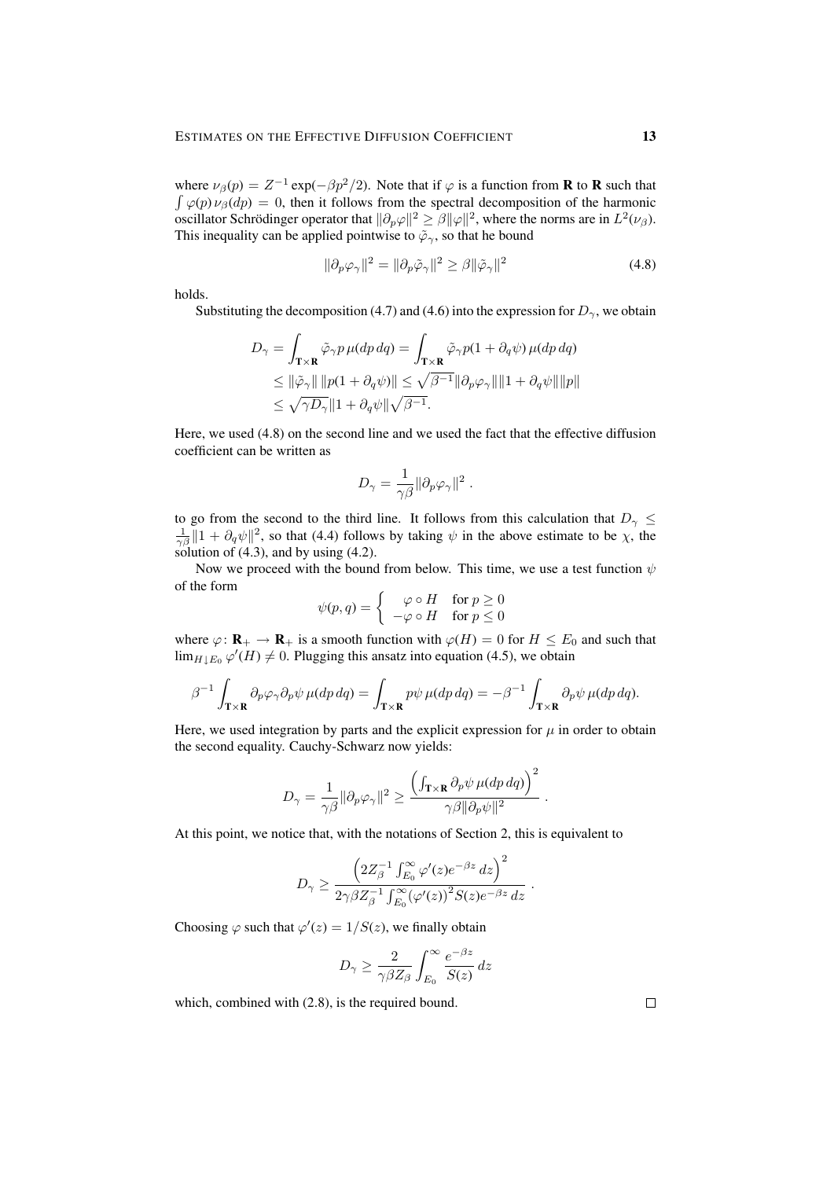where $\nu_\beta(p) = Z^{-1}\exp(-\beta p^2/2)$. Note that if $\varphi$ is a function from $\mathbf{R}$ to $\mathbf{R}$ such that $\int \varphi(p)\,\nu_\beta(dp) = 0$, then it follows from the spectral decomposition of the harmonic oscillator Schrödinger operator that $\|\partial_p \varphi\|^2 \geq \beta \|\varphi\|^2$, where the norms are in $L^2(\nu_\beta)$. This inequality can be applied pointwise to $\tilde\varphi_\gamma$, so that he bound

$$\|\partial_p \varphi_\gamma\|^2 = \|\partial_p \tilde\varphi_\gamma\|^2 \geq \beta \|\tilde\varphi_\gamma\|^2 \tag{4.8}$$

holds.

Substituting the decomposition (4.7) and (4.6) into the expression for $D_\gamma$, we obtain

$$\begin{aligned}
D_\gamma &= \int_{\mathbf{T}\times\mathbf{R}} \tilde\varphi_\gamma p\,\mu(dp\,dq) = \int_{\mathbf{T}\times\mathbf{R}} \tilde\varphi_\gamma p(1+\partial_q\psi)\,\mu(dp\,dq) \\
&\leq \|\tilde\varphi_\gamma\|\,\|p(1+\partial_q\psi)\| \leq \sqrt{\beta^{-1}}\|\partial_p\varphi_\gamma\|\|1+\partial_q\psi\|\|p\| \\
&\leq \sqrt{\gamma D_\gamma}\|1+\partial_q\psi\|\sqrt{\beta^{-1}}.
\end{aligned}$$

Here, we used (4.8) on the second line and we used the fact that the effective diffusion coefficient can be written as

$$D_\gamma = \frac{1}{\gamma\beta}\|\partial_p\varphi_\gamma\|^2\;.$$

to go from the second to the third line. It follows from this calculation that $D_\gamma \leq \frac{1}{\gamma\beta}\|1+\partial_q\psi\|^2$, so that (4.4) follows by taking $\psi$ in the above estimate to be $\chi$, the solution of (4.3), and by using (4.2).

Now we proceed with the bound from below. This time, we use a test function $\psi$ of the form

$$\psi(p,q) = \begin{cases} \varphi\circ H & \text{for } p\geq 0 \\ -\varphi\circ H & \text{for } p \leq 0 \end{cases}$$

where $\varphi\colon \mathbf{R}_+ \to \mathbf{R}_+$ is a smooth function with $\varphi(H) = 0$ for $H \leq E_0$ and such that $\lim_{H\downarrow E_0}\varphi'(H) \neq 0$. Plugging this ansatz into equation (4.5), we obtain

$$\beta^{-1}\int_{\mathbf{T}\times\mathbf{R}} \partial_p\varphi_\gamma\partial_p\psi\,\mu(dp\,dq) = \int_{\mathbf{T}\times\mathbf{R}} p\psi\,\mu(dp\,dq) = -\beta^{-1}\int_{\mathbf{T}\times\mathbf{R}}\partial_p\psi\,\mu(dp\,dq).$$

Here, we used integration by parts and the explicit expression for $\mu$ in order to obtain the second equality. Cauchy-Schwarz now yields:

$$D_\gamma = \frac{1}{\gamma\beta}\|\partial_p\varphi_\gamma\|^2 \geq \frac{\left(\int_{\mathbf{T}\times\mathbf{R}}\partial_p\psi\,\mu(dp\,dq)\right)^2}{\gamma\beta\|\partial_p\psi\|^2}\;.$$

At this point, we notice that, with the notations of Section 2, this is equivalent to

$$D_\gamma \geq \frac{\left(2Z_\beta^{-1}\int_{E_0}^\infty \varphi'(z)e^{-\beta z}\,dz\right)^2}{2\gamma\beta Z_\beta^{-1}\int_{E_0}^\infty\left(\varphi'(z)\right)^2 S(z)e^{-\beta z}\,dz}\;.$$

Choosing $\varphi$ such that $\varphi'(z) = 1/S(z)$, we finally obtain

$$D_\gamma \geq \frac{2}{\gamma\beta Z_\beta}\int_{E_0}^\infty \frac{e^{-\beta z}}{S(z)}\,dz$$

which, combined with (2.8), is the required bound. □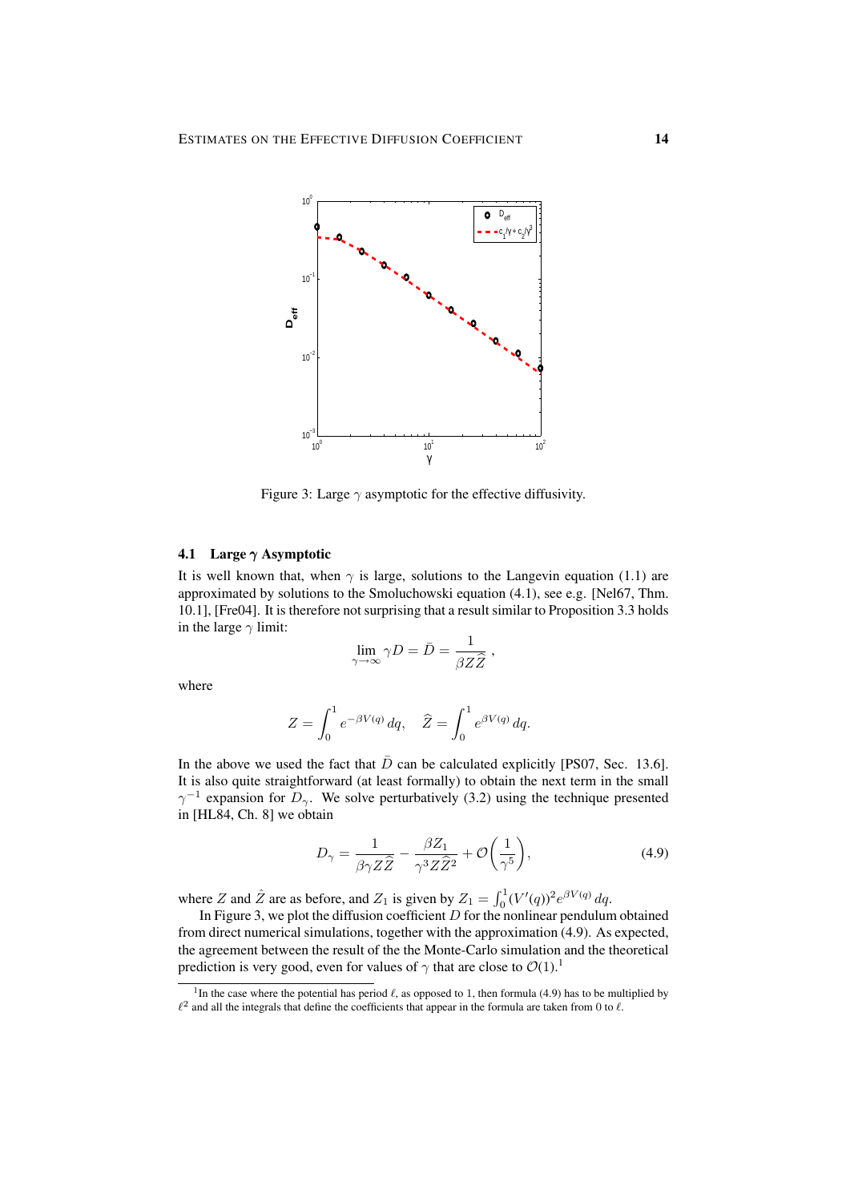Figure 3: Large $\gamma$ asymptotic for the effective diffusivity.

### 4.1 Large $\gamma$ Asymptotic

It is well known that, when $\gamma$ is large, solutions to the Langevin equation (1.1) are approximated by solutions to the Smoluchowski equation (4.1), see e.g. [Nel67, Thm. 10.1], [Fre04]. It is therefore not surprising that a result similar to Proposition 3.3 holds in the large $\gamma$ limit:

$$\lim_{\gamma \to \infty} \gamma D = \bar{D} = \frac{1}{\beta Z \widehat{Z}} \,,$$

where

$$Z = \int_0^1 e^{-\beta V(q)} \, dq, \quad \widehat{Z} = \int_0^1 e^{\beta V(q)} \, dq.$$

In the above we used the fact that $\bar{D}$ can be calculated explicitly [PS07, Sec. 13.6]. It is also quite straightforward (at least formally) to obtain the next term in the small $\gamma^{-1}$ expansion for $D_\gamma$. We solve perturbatively (3.2) using the technique presented in [HL84, Ch. 8] we obtain

$$D_\gamma = \frac{1}{\beta \gamma Z \widehat{Z}} - \frac{\beta Z_1}{\gamma^3 Z \widehat{Z}^2} + \mathcal{O}\left(\frac{1}{\gamma^5}\right), \tag{4.9}$$

where $Z$ and $\hat{Z}$ are as before, and $Z_1$ is given by $Z_1 = \int_0^1 (V'(q))^2 e^{\beta V(q)} \, dq$.

In Figure 3, we plot the diffusion coefficient $D$ for the nonlinear pendulum obtained from direct numerical simulations, together with the approximation (4.9). As expected, the agreement between the result of the the Monte-Carlo simulation and the theoretical prediction is very good, even for values of $\gamma$ that are close to $\mathcal{O}(1)$.[1]

[1] In the case where the potential has period $\ell$, as opposed to 1, then formula (4.9) has to be multiplied by $\ell^2$ and all the integrals that define the coefficients that appear in the formula are taken from 0 to $\ell$.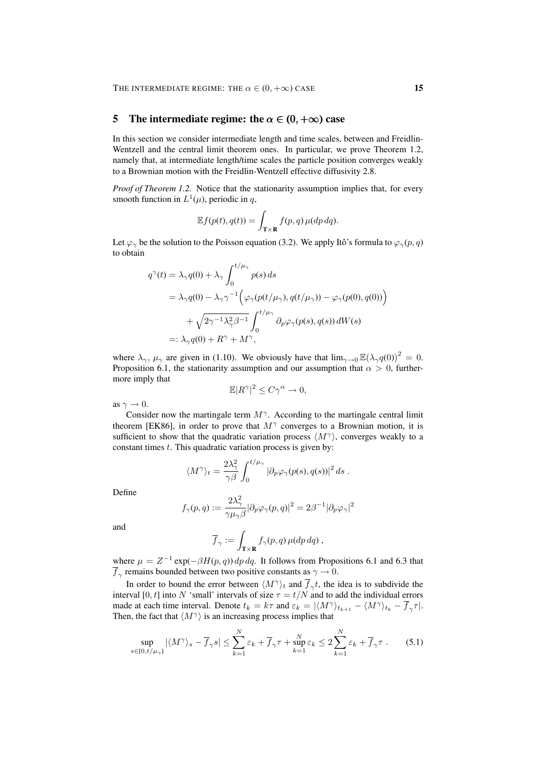## 5 The intermediate regime: the $\alpha \in (0, +\infty)$ case

In this section we consider intermediate length and time scales, between and Freidlin-Wentzell and the central limit theorem ones. In particular, we prove Theorem 1.2, namely that, at intermediate length/time scales the particle position converges weakly to a Brownian motion with the Freidlin-Wentzell effective diffusivity 2.8.

*Proof of Theorem 1.2.* Notice that the stationarity assumption implies that, for every smooth function in $L^1(\mu)$, periodic in $q$,

$$\mathbb{E}f(p(t), q(t)) = \int_{\mathbf{T}\times\mathbf{R}} f(p, q)\,\mu(dp\,dq).$$

Let $\varphi_\gamma$ be the solution to the Poisson equation (3.2). We apply Itô's formula to $\varphi_\gamma(p, q)$ to obtain

$$\begin{aligned}
q^\gamma(t) &= \lambda_\gamma q(0) + \lambda_\gamma \int_0^{t/\mu_\gamma} p(s)\,ds \\
&= \lambda_\gamma q(0) - \lambda_\gamma \gamma^{-1}\Big(\varphi_\gamma(p(t/\mu_\gamma), q(t/\mu_\gamma)) - \varphi_\gamma(p(0), q(0))\Big) \\
&\quad + \sqrt{2\gamma^{-1}\lambda_\gamma^2\beta^{-1}} \int_0^{t/\mu_\gamma} \partial_p \varphi_\gamma(p(s), q(s))\,dW(s) \\
&=: \lambda_\gamma q(0) + R^\gamma + M^\gamma,
\end{aligned}$$

where $\lambda_\gamma$, $\mu_\gamma$ are given in (1.10). We obviously have that $\lim_{\gamma\to 0}\mathbb{E}(\lambda_\gamma q(0))^2 = 0$. Proposition 6.1, the stationarity assumption and our assumption that $\alpha > 0$, furthermore imply that

$$\mathbb{E}|R^\gamma|^2 \leq C\gamma^\alpha \to 0,$$

as $\gamma \to 0$.

Consider now the martingale term $M^\gamma$. According to the martingale central limit theorem [EK86], in order to prove that $M^\gamma$ converges to a Brownian motion, it is sufficient to show that the quadratic variation process $\langle M^\gamma \rangle$, converges weakly to a constant times $t$. This quadratic variation process is given by:

$$\langle M^\gamma \rangle_t = \frac{2\lambda_\gamma^2}{\gamma\beta}\int_0^{t/\mu_\gamma} |\partial_p\varphi_\gamma(p(s), q(s))|^2\,ds\;.$$

Define

$$f_\gamma(p, q) := \frac{2\lambda_\gamma^2}{\gamma\mu_\gamma\beta}|\partial_p\varphi_\gamma(p, q)|^2 = 2\beta^{-1}|\partial_p\varphi_\gamma|^2$$

and

$$\overline{f}_\gamma := \int_{\mathbf{T}\times\mathbf{R}} f_\gamma(p, q)\,\mu(dp\,dq)\;,$$

where $\mu = Z^{-1}\exp(-\beta H(p, q))\,dp\,dq$. It follows from Propositions 6.1 and 6.3 that $\overline{f}_\gamma$ remains bounded between two positive constants as $\gamma \to 0$.

In order to bound the error between $\langle M^\gamma \rangle_t$ and $\overline{f}_\gamma t$, the idea is to subdivide the interval $[0, t]$ into $N$ 'small' intervals of size $\tau = t/N$ and to add the individual errors made at each time interval. Denote $t_k = k\tau$ and $\varepsilon_k = |\langle M^\gamma \rangle_{t_{k+1}} - \langle M^\gamma \rangle_{t_k} - \overline{f}_\gamma\tau|$. Then, the fact that $\langle M^\gamma \rangle$ is an increasing process implies that

$$\sup_{s\in[0,t/\mu_\gamma]} |\langle M^\gamma \rangle_s - \overline{f}_\gamma s| \leq \sum_{k=1}^N \varepsilon_k + \overline{f}_\gamma\tau + \sup_{k=1}^N \varepsilon_k \leq 2\sum_{k=1}^N \varepsilon_k + \overline{f}_\gamma\tau\;. \tag{5.1}$$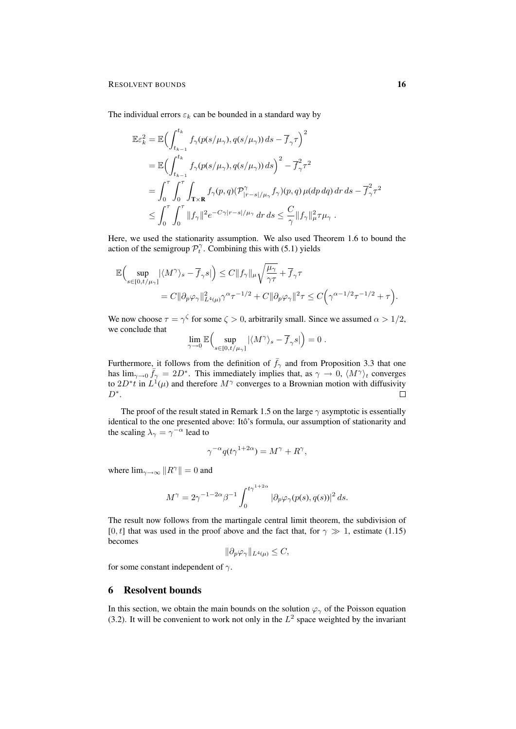The individual errors $\varepsilon_k$ can be bounded in a standard way by

$$
\begin{aligned}
\mathbb{E}\varepsilon_k^2 &= \mathbb{E}\Big(\int_{t_{k-1}}^{t_k} f_\gamma(p(s/\mu_\gamma), q(s/\mu_\gamma))\, ds - \overline{f}_\gamma \tau\Big)^2 \\
&= \mathbb{E}\Big(\int_{t_{k-1}}^{t_k} f_\gamma(p(s/\mu_\gamma), q(s/\mu_\gamma))\, ds\Big)^2 - \overline{f}_\gamma^2 \tau^2 \\
&= \int_0^\tau \int_0^\tau \int_{\mathbf{T}\times\mathbf{R}} f_\gamma(p,q)(\mathcal{P}^\gamma_{|r-s|/\mu_\gamma} f_\gamma)(p,q)\, \mu(dp\, dq)\, dr\, ds - \overline{f}_\gamma^2 \tau^2 \\
&\le \int_0^\tau \int_0^\tau \|f_\gamma\|^2 e^{-C\gamma|r-s|/\mu_\gamma}\, dr\, ds \le \frac{C}{\gamma}\|f_\gamma\|_\mu^2 \tau \mu_\gamma\ .
\end{aligned}
$$

Here, we used the stationarity assumption. We also used Theorem 1.6 to bound the action of the semigroup $\mathcal{P}_t^\gamma$. Combining this with (5.1) yields

$$
\begin{aligned}
\mathbb{E}\Big(\sup_{s\in[0,t/\mu_\gamma]} |\langle M^\gamma\rangle_s - \overline{f}_\gamma s|\Big) &\le C\|f_\gamma\|_\mu \sqrt{\frac{\mu_\gamma}{\gamma\tau}} + \overline{f}_\gamma \tau \\
&= C\|\partial_p \varphi_\gamma\|^2_{L^4(\mu)} \gamma^\alpha \tau^{-1/2} + C\|\partial_p\varphi_\gamma\|^2 \tau \le C\Big(\gamma^{\alpha-1/2}\tau^{-1/2} + \tau\Big).
\end{aligned}
$$

We now choose $\tau = \gamma^\zeta$ for some $\zeta > 0$, arbitrarily small. Since we assumed $\alpha > 1/2$, we conclude that

$$
\lim_{\gamma\to 0} \mathbb{E}\Big(\sup_{s\in[0,t/\mu_\gamma]} |\langle M^\gamma\rangle_s - \overline{f}_\gamma s|\Big) = 0\ .
$$

Furthermore, it follows from the definition of $\bar{f}_\gamma$ and from Proposition 3.3 that one has $\lim_{\gamma\to 0} \bar{f}_\gamma = 2D^*$. This immediately implies that, as $\gamma \to 0$, $\langle M^\gamma\rangle_t$ converges to $2D^* t$ in $L^1(\mu)$ and therefore $M^\gamma$ converges to a Brownian motion with diffusivity $D^*$. □

The proof of the result stated in Remark 1.5 on the large $\gamma$ asymptotic is essentially identical to the one presented above: Itô's formula, our assumption of stationarity and the scaling $\lambda_\gamma = \gamma^{-\alpha}$ lead to

$$
\gamma^{-\alpha} q(t\gamma^{1+2\alpha}) = M^\gamma + R^\gamma,
$$

where $\lim_{\gamma\to\infty} \|R^\gamma\| = 0$ and

$$
M^\gamma = 2\gamma^{-1-2\alpha}\beta^{-1} \int_0^{t\gamma^{1+2\alpha}} |\partial_p \varphi_\gamma(p(s), q(s))|^2\, ds.
$$

The result now follows from the martingale central limit theorem, the subdivision of $[0,t]$ that was used in the proof above and the fact that, for $\gamma \gg 1$, estimate (1.15) becomes

$$
\|\partial_p \varphi_\gamma\|_{L^4(\mu)} \le C,
$$

for some constant independent of $\gamma$.

## 6 Resolvent bounds

In this section, we obtain the main bounds on the solution $\varphi_\gamma$ of the Poisson equation (3.2). It will be convenient to work not only in the $L^2$ space weighted by the invariant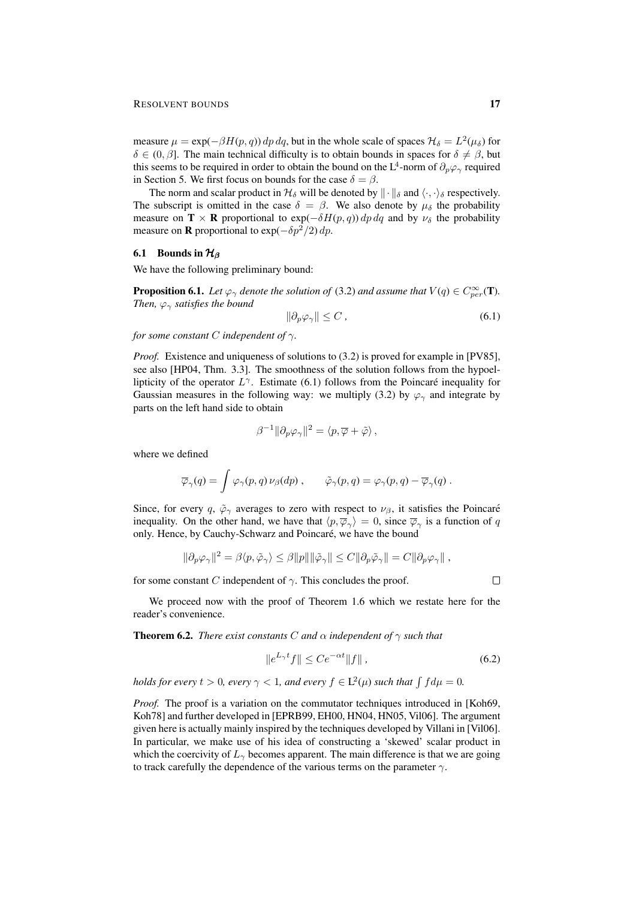measure $\mu = \exp(-\beta H(p,q))\,dp\,dq$, but in the whole scale of spaces $\mathcal{H}_\delta = L^2(\mu_\delta)$ for $\delta \in (0,\beta]$. The main technical difficulty is to obtain bounds in spaces for $\delta \neq \beta$, but this seems to be required in order to obtain the bound on the $\mathrm{L}^4$-norm of $\partial_p \varphi_\gamma$ required in Section 5. We first focus on bounds for the case $\delta = \beta$.

The norm and scalar product in $\mathcal{H}_\delta$ will be denoted by $\|\cdot\|_\delta$ and $\langle\cdot,\cdot\rangle_\delta$ respectively. The subscript is omitted in the case $\delta = \beta$. We also denote by $\mu_\delta$ the probability measure on $\mathbf{T} \times \mathbf{R}$ proportional to $\exp(-\delta H(p,q))\,dp\,dq$ and by $\nu_\delta$ the probability measure on $\mathbf{R}$ proportional to $\exp(-\delta p^2/2)\,dp$.

### 6.1 Bounds in $\mathcal{H}_\beta$

We have the following preliminary bound:

**Proposition 6.1.** *Let $\varphi_\gamma$ denote the solution of* (3.2) *and assume that $V(q) \in C^\infty_{per}(\mathbf{T})$. Then, $\varphi_\gamma$ satisfies the bound*

$$\|\partial_p \varphi_\gamma\| \leq C\,, \tag{6.1}$$

*for some constant $C$ independent of $\gamma$.*

*Proof.* Existence and uniqueness of solutions to (3.2) is proved for example in [PV85], see also [HP04, Thm. 3.3]. The smoothness of the solution follows from the hypoellipticity of the operator $L^\gamma$. Estimate (6.1) follows from the Poincaré inequality for Gaussian measures in the following way: we multiply (3.2) by $\varphi_\gamma$ and integrate by parts on the left hand side to obtain

$$\beta^{-1}\|\partial_p \varphi_\gamma\|^2 = \langle p, \overline{\varphi} + \tilde{\varphi}\rangle\,,$$

where we defined

$$\overline{\varphi}_\gamma(q) = \int \varphi_\gamma(p,q)\,\nu_\beta(dp)\,, \qquad \tilde{\varphi}_\gamma(p,q) = \varphi_\gamma(p,q) - \overline{\varphi}_\gamma(q)\,.$$

Since, for every $q$, $\tilde{\varphi}_\gamma$ averages to zero with respect to $\nu_\beta$, it satisfies the Poincaré inequality. On the other hand, we have that $\langle p, \overline{\varphi}_\gamma\rangle = 0$, since $\overline{\varphi}_\gamma$ is a function of $q$ only. Hence, by Cauchy-Schwarz and Poincaré, we have the bound

$$\|\partial_p \varphi_\gamma\|^2 = \beta\langle p, \tilde{\varphi}_\gamma\rangle \leq \beta\|p\|\|\tilde{\varphi}_\gamma\| \leq C\|\partial_p \tilde{\varphi}_\gamma\| = C\|\partial_p \varphi_\gamma\|\,,$$

for some constant $C$ independent of $\gamma$. This concludes the proof. □

We proceed now with the proof of Theorem 1.6 which we restate here for the reader's convenience.

**Theorem 6.2.** *There exist constants $C$ and $\alpha$ independent of $\gamma$ such that*

$$\|e^{L_\gamma t} f\| \leq C e^{-\alpha t}\|f\|\,, \tag{6.2}$$

*holds for every $t > 0$, every $\gamma < 1$, and every $f \in \mathrm{L}^2(\mu)$ such that $\int f\,d\mu = 0$.*

*Proof.* The proof is a variation on the commutator techniques introduced in [Koh69, Koh78] and further developed in [EPRB99, EH00, HN04, HN05, Vil06]. The argument given here is actually mainly inspired by the techniques developed by Villani in [Vil06]. In particular, we make use of his idea of constructing a 'skewed' scalar product in which the coercivity of $L_\gamma$ becomes apparent. The main difference is that we are going to track carefully the dependence of the various terms on the parameter $\gamma$.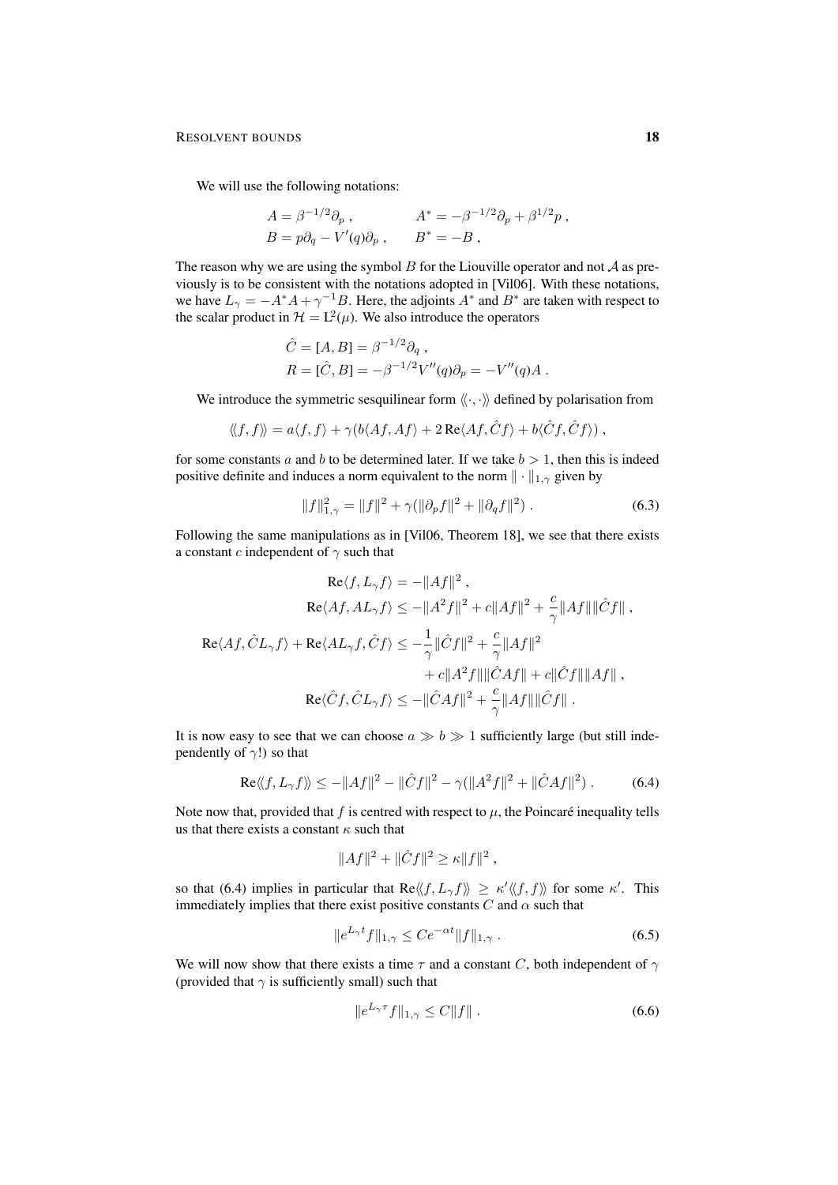We will use the following notations:

$$A = \beta^{-1/2}\partial_p\;, \qquad\qquad A^* = -\beta^{-1/2}\partial_p + \beta^{1/2}p\;,$$
$$B = p\partial_q - V'(q)\partial_p\;, \qquad B^* = -B\;,$$

The reason why we are using the symbol $B$ for the Liouville operator and not $\mathcal{A}$ as previously is to be consistent with the notations adopted in [Vil06]. With these notations, we have $L_\gamma = -A^*A + \gamma^{-1}B$. Here, the adjoints $A^*$ and $B^*$ are taken with respect to the scalar product in $\mathcal{H} = \mathrm{L}^2(\mu)$. We also introduce the operators

$$\hat{C} = [A, B] = \beta^{-1/2}\partial_q\;,$$
$$R = [\hat{C}, B] = -\beta^{-1/2}V''(q)\partial_p = -V''(q)A\;.$$

We introduce the symmetric sesquilinear form $\langle\!\langle\cdot,\cdot\rangle\!\rangle$ defined by polarisation from

$$\langle\!\langle f, f\rangle\!\rangle = a\langle f, f\rangle + \gamma(b\langle Af, Af\rangle + 2\,\mathrm{Re}\langle Af, \hat{C}f\rangle + b\langle \hat{C}f, \hat{C}f\rangle)\;,$$

for some constants $a$ and $b$ to be determined later. If we take $b > 1$, then this is indeed positive definite and induces a norm equivalent to the norm $\|\cdot\|_{1,\gamma}$ given by

$$\|f\|_{1,\gamma}^2 = \|f\|^2 + \gamma(\|\partial_p f\|^2 + \|\partial_q f\|^2)\;. \tag{6.3}$$

Following the same manipulations as in [Vil06, Theorem 18], we see that there exists a constant $c$ independent of $\gamma$ such that

$$\begin{aligned}
\mathrm{Re}\langle f, L_\gamma f\rangle &= -\|Af\|^2\;,\\
\mathrm{Re}\langle Af, AL_\gamma f\rangle &\le -\|A^2 f\|^2 + c\|Af\|^2 + \frac{c}{\gamma}\|Af\|\|\hat{C}f\|\;,\\
\mathrm{Re}\langle Af, \hat{C}L_\gamma f\rangle + \mathrm{Re}\langle AL_\gamma f, \hat{C}f\rangle &\le -\frac{1}{\gamma}\|\hat{C}f\|^2 + \frac{c}{\gamma}\|Af\|^2\\
&\quad + c\|A^2 f\|\|\hat{C}Af\| + c\|\hat{C}f\|\|Af\|\;,\\
\mathrm{Re}\langle \hat{C}f, \hat{C}L_\gamma f\rangle &\le -\|\hat{C}Af\|^2 + \frac{c}{\gamma}\|Af\|\|\hat{C}f\|\;.
\end{aligned}$$

It is now easy to see that we can choose $a \gg b \gg 1$ sufficiently large (but still independently of $\gamma$!) so that

$$\mathrm{Re}\langle\!\langle f, L_\gamma f\rangle\!\rangle \le -\|Af\|^2 - \|\hat{C}f\|^2 - \gamma(\|A^2 f\|^2 + \|\hat{C}Af\|^2)\;. \tag{6.4}$$

Note now that, provided that $f$ is centred with respect to $\mu$, the Poincaré inequality tells us that there exists a constant $\kappa$ such that

$$\|Af\|^2 + \|\hat{C}f\|^2 \ge \kappa\|f\|^2\;,$$

so that (6.4) implies in particular that $\mathrm{Re}\langle\!\langle f, L_\gamma f\rangle\!\rangle \ge \kappa'\langle\!\langle f, f\rangle\!\rangle$ for some $\kappa'$. This immediately implies that there exist positive constants $C$ and $\alpha$ such that

$$\|e^{L_\gamma t}f\|_{1,\gamma} \le Ce^{-\alpha t}\|f\|_{1,\gamma}\;. \tag{6.5}$$

We will now show that there exists a time $\tau$ and a constant $C$, both independent of $\gamma$ (provided that $\gamma$ is sufficiently small) such that

$$\|e^{L_\gamma \tau}f\|_{1,\gamma} \le C\|f\|\;. \tag{6.6}$$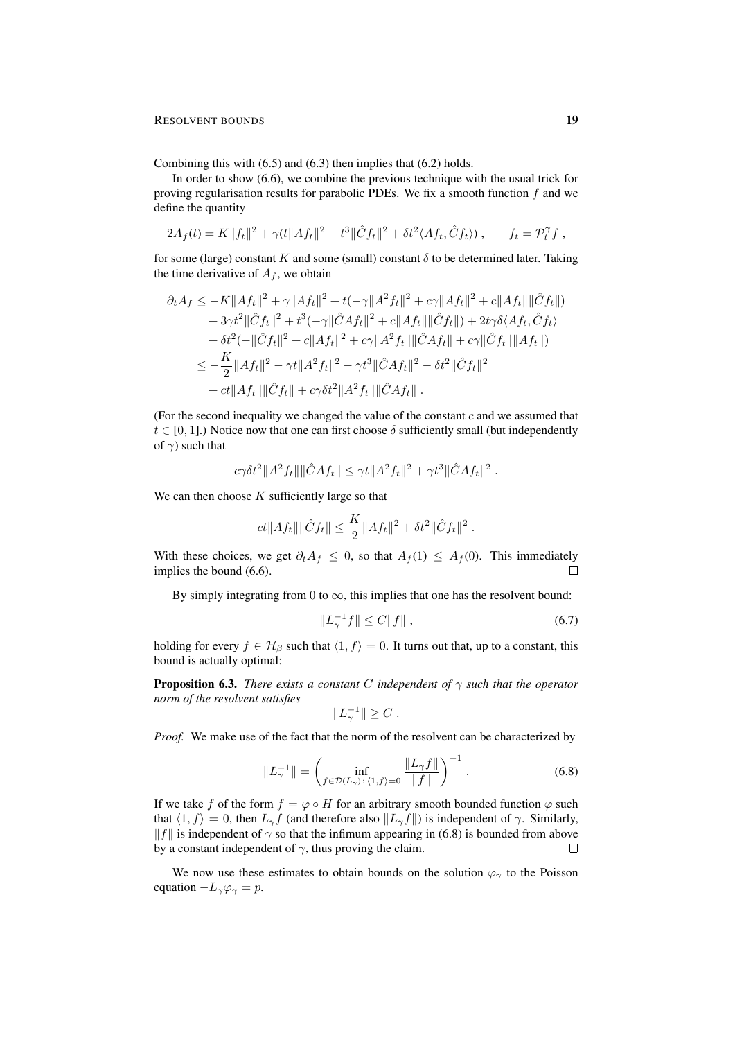Combining this with (6.5) and (6.3) then implies that (6.2) holds.

In order to show (6.6), we combine the previous technique with the usual trick for proving regularisation results for parabolic PDEs. We fix a smooth function $f$ and we define the quantity

$$2A_f(t) = K\|f_t\|^2 + \gamma(t\|Af_t\|^2 + t^3\|\hat{C}f_t\|^2 + \delta t^2\langle Af_t, \hat{C}f_t\rangle) , \qquad f_t = \mathcal{P}_t^\gamma f ,$$

for some (large) constant $K$ and some (small) constant $\delta$ to be determined later. Taking the time derivative of $A_f$, we obtain

$$\begin{aligned}
\partial_t A_f &\leq -K\|Af_t\|^2 + \gamma\|Af_t\|^2 + t(-\gamma\|A^2 f_t\|^2 + c\gamma\|Af_t\|^2 + c\|Af_t\|\|\hat{C}f_t\|) \\
&\quad + 3\gamma t^2\|\hat{C}f_t\|^2 + t^3(-\gamma\|\hat{C}Af_t\|^2 + c\|Af_t\|\|\hat{C}f_t\|) + 2t\gamma\delta\langle Af_t, \hat{C}f_t\rangle \\
&\quad + \delta t^2(-\|\hat{C}f_t\|^2 + c\|Af_t\|^2 + c\gamma\|A^2 f_t\|\|\hat{C}Af_t\| + c\gamma\|\hat{C}f_t\|\|Af_t\|) \\
&\leq -\frac{K}{2}\|Af_t\|^2 - \gamma t\|A^2 f_t\|^2 - \gamma t^3\|\hat{C}Af_t\|^2 - \delta t^2\|\hat{C}f_t\|^2 \\
&\quad + ct\|Af_t\|\|\hat{C}f_t\| + c\gamma\delta t^2\|A^2 f_t\|\|\hat{C}Af_t\| .
\end{aligned}$$

(For the second inequality we changed the value of the constant $c$ and we assumed that $t \in [0, 1]$.) Notice now that one can first choose $\delta$ sufficiently small (but independently of $\gamma$) such that

$$c\gamma\delta t^2\|A^2 f_t\|\|\hat{C}Af_t\| \leq \gamma t\|A^2 f_t\|^2 + \gamma t^3\|\hat{C}Af_t\|^2 .$$

We can then choose $K$ sufficiently large so that

$$ct\|Af_t\|\|\hat{C}f_t\| \leq \frac{K}{2}\|Af_t\|^2 + \delta t^2\|\hat{C}f_t\|^2 .$$

With these choices, we get $\partial_t A_f \leq 0$, so that $A_f(1) \leq A_f(0)$. This immediately implies the bound (6.6). $\square$

By simply integrating from 0 to $\infty$, this implies that one has the resolvent bound:

$$\|L_\gamma^{-1} f\| \leq C\|f\| , \tag{6.7}$$

holding for every $f \in \mathcal{H}_\beta$ such that $\langle 1, f\rangle = 0$. It turns out that, up to a constant, this bound is actually optimal:

**Proposition 6.3.** *There exists a constant $C$ independent of $\gamma$ such that the operator norm of the resolvent satisfies*

$$\|L_\gamma^{-1}\| \geq C .$$

*Proof.* We make use of the fact that the norm of the resolvent can be characterized by

$$\|L_\gamma^{-1}\| = \left(\inf_{f\in\mathcal{D}(L_\gamma)\,:\,\langle 1,f\rangle=0} \frac{\|L_\gamma f\|}{\|f\|}\right)^{-1} . \tag{6.8}$$

If we take $f$ of the form $f = \varphi \circ H$ for an arbitrary smooth bounded function $\varphi$ such that $\langle 1, f\rangle = 0$, then $L_\gamma f$ (and therefore also $\|L_\gamma f\|$) is independent of $\gamma$. Similarly, $\|f\|$ is independent of $\gamma$ so that the infimum appearing in (6.8) is bounded from above by a constant independent of $\gamma$, thus proving the claim. $\square$

We now use these estimates to obtain bounds on the solution $\varphi_\gamma$ to the Poisson equation $-L_\gamma\varphi_\gamma = p$.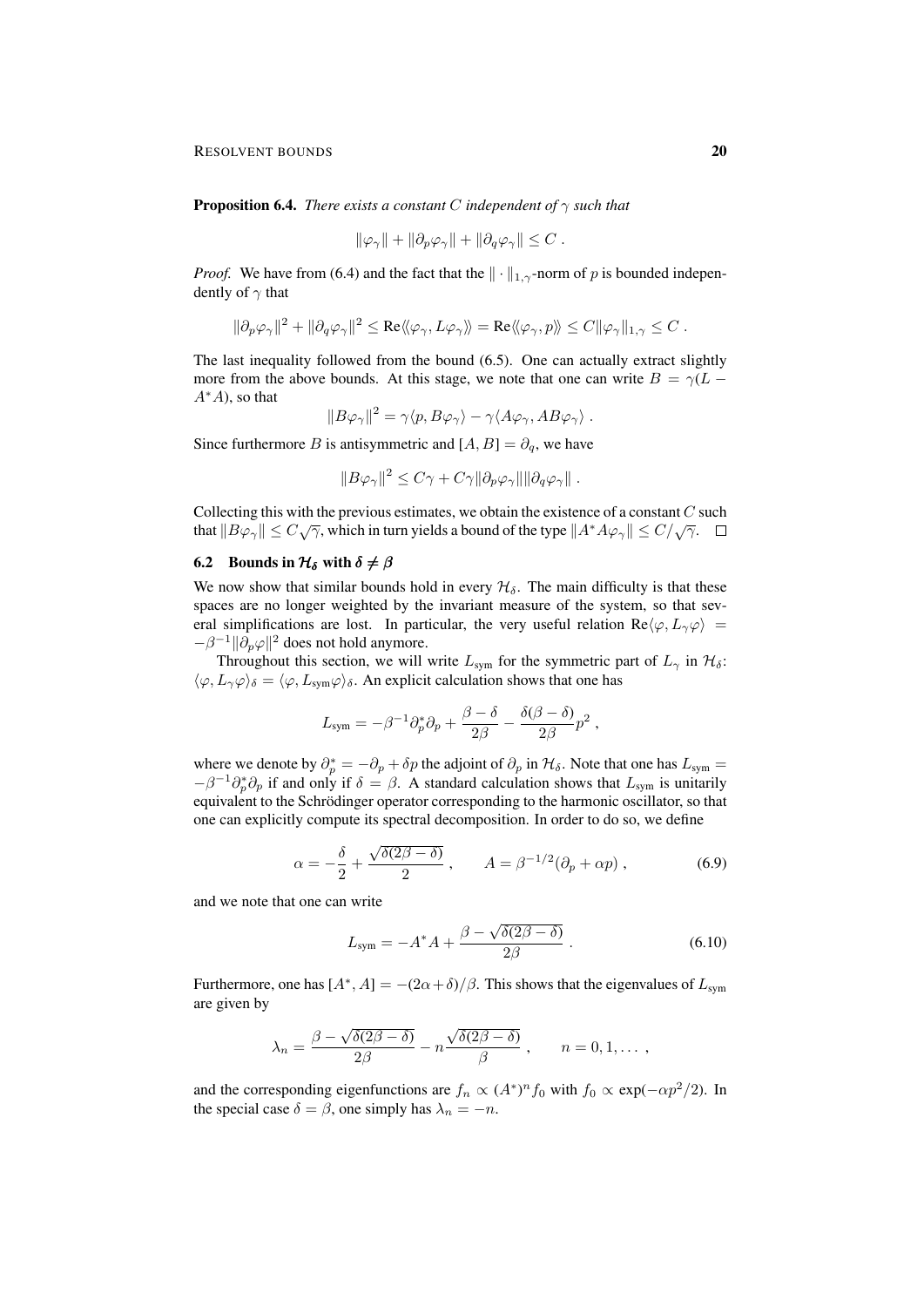**Proposition 6.4.** *There exists a constant $C$ independent of $\gamma$ such that*

$$\|\varphi_\gamma\| + \|\partial_p \varphi_\gamma\| + \|\partial_q \varphi_\gamma\| \leq C \;.$$

*Proof.* We have from (6.4) and the fact that the $\|\cdot\|_{1,\gamma}$-norm of $p$ is bounded independently of $\gamma$ that

$$\|\partial_p \varphi_\gamma\|^2 + \|\partial_q \varphi_\gamma\|^2 \leq \mathrm{Re}\langle\!\langle \varphi_\gamma, L\varphi_\gamma \rangle\!\rangle = \mathrm{Re}\langle\!\langle \varphi_\gamma, p \rangle\!\rangle \leq C\|\varphi_\gamma\|_{1,\gamma} \leq C \;.$$

The last inequality followed from the bound (6.5). One can actually extract slightly more from the above bounds. At this stage, we note that one can write $B = \gamma(L - A^* A)$, so that

$$\|B\varphi_\gamma\|^2 = \gamma\langle p, B\varphi_\gamma\rangle - \gamma\langle A\varphi_\gamma, AB\varphi_\gamma\rangle \;.$$

Since furthermore $B$ is antisymmetric and $[A, B] = \partial_q$, we have

$$\|B\varphi_\gamma\|^2 \leq C\gamma + C\gamma\|\partial_p \varphi_\gamma\|\|\partial_q \varphi_\gamma\| \;.$$

Collecting this with the previous estimates, we obtain the existence of a constant $C$ such that $\|B\varphi_\gamma\| \leq C\sqrt{\gamma}$, which in turn yields a bound of the type $\|A^* A\varphi_\gamma\| \leq C/\sqrt{\gamma}$. $\square$

## 6.2 Bounds in $\mathcal{H}_\delta$ with $\delta \neq \beta$

We now show that similar bounds hold in every $\mathcal{H}_\delta$. The main difficulty is that these spaces are no longer weighted by the invariant measure of the system, so that several simplifications are lost. In particular, the very useful relation $\mathrm{Re}\langle\varphi, L_\gamma \varphi\rangle = -\beta^{-1}\|\partial_p \varphi\|^2$ does not hold anymore.

Throughout this section, we will write $L_{\mathrm{sym}}$ for the symmetric part of $L_\gamma$ in $\mathcal{H}_\delta$: $\langle \varphi, L_\gamma \varphi\rangle_\delta = \langle \varphi, L_{\mathrm{sym}} \varphi\rangle_\delta$. An explicit calculation shows that one has

$$L_{\mathrm{sym}} = -\beta^{-1}\partial_p^* \partial_p + \frac{\beta - \delta}{2\beta} - \frac{\delta(\beta - \delta)}{2\beta} p^2 \;,$$

where we denote by $\partial_p^* = -\partial_p + \delta p$ the adjoint of $\partial_p$ in $\mathcal{H}_\delta$. Note that one has $L_{\mathrm{sym}} = -\beta^{-1}\partial_p^* \partial_p$ if and only if $\delta = \beta$. A standard calculation shows that $L_{\mathrm{sym}}$ is unitarily equivalent to the Schrödinger operator corresponding to the harmonic oscillator, so that one can explicitly compute its spectral decomposition. In order to do so, we define

$$\alpha = -\frac{\delta}{2} + \frac{\sqrt{\delta(2\beta - \delta)}}{2} \;, \qquad A = \beta^{-1/2}(\partial_p + \alpha p) \;, \tag{6.9}$$

and we note that one can write

$$L_{\mathrm{sym}} = -A^* A + \frac{\beta - \sqrt{\delta(2\beta - \delta)}}{2\beta} \;. \tag{6.10}$$

Furthermore, one has $[A^*, A] = -(2\alpha + \delta)/\beta$. This shows that the eigenvalues of $L_{\mathrm{sym}}$ are given by

$$\lambda_n = \frac{\beta - \sqrt{\delta(2\beta - \delta)}}{2\beta} - n\frac{\sqrt{\delta(2\beta - \delta)}}{\beta} \;, \qquad n = 0, 1, \ldots \;,$$

and the corresponding eigenfunctions are $f_n \propto (A^*)^n f_0$ with $f_0 \propto \exp(-\alpha p^2/2)$. In the special case $\delta = \beta$, one simply has $\lambda_n = -n$.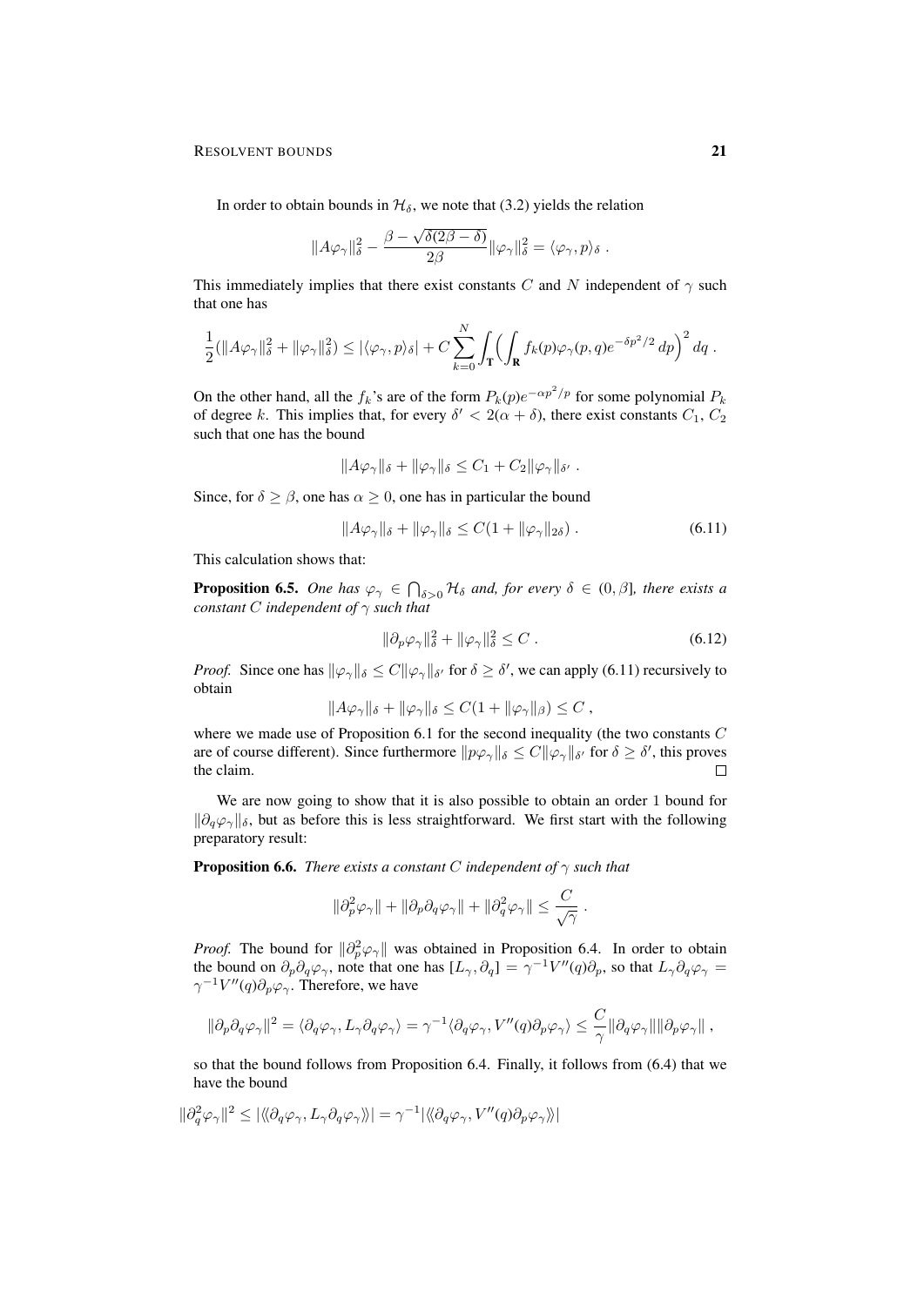In order to obtain bounds in $\mathcal{H}_\delta$, we note that (3.2) yields the relation

$$\|A\varphi_\gamma\|_\delta^2 - \frac{\beta - \sqrt{\delta(2\beta-\delta)}}{2\beta}\|\varphi_\gamma\|_\delta^2 = \langle \varphi_\gamma, p\rangle_\delta \;.$$

This immediately implies that there exist constants $C$ and $N$ independent of $\gamma$ such that one has

$$\frac{1}{2}\big(\|A\varphi_\gamma\|_\delta^2 + \|\varphi_\gamma\|_\delta^2\big) \le |\langle \varphi_\gamma, p\rangle_\delta| + C\sum_{k=0}^N \int_{\mathbf{T}}\Big(\int_{\mathbf{R}} f_k(p)\varphi_\gamma(p,q)e^{-\delta p^2/2}\,dp\Big)^2\,dq \;.$$

On the other hand, all the $f_k$'s are of the form $P_k(p)e^{-\alpha p^2/p}$ for some polynomial $P_k$ of degree $k$. This implies that, for every $\delta' < 2(\alpha+\delta)$, there exist constants $C_1$, $C_2$ such that one has the bound

$$\|A\varphi_\gamma\|_\delta + \|\varphi_\gamma\|_\delta \le C_1 + C_2\|\varphi_\gamma\|_{\delta'} \;.$$

Since, for $\delta \ge \beta$, one has $\alpha \ge 0$, one has in particular the bound

$$\|A\varphi_\gamma\|_\delta + \|\varphi_\gamma\|_\delta \le C(1 + \|\varphi_\gamma\|_{2\delta}) \;. \tag{6.11}$$

This calculation shows that:

**Proposition 6.5.** *One has $\varphi_\gamma \in \bigcap_{\delta>0}\mathcal{H}_\delta$ and, for every $\delta \in (0,\beta]$, there exists a constant $C$ independent of $\gamma$ such that*

$$\|\partial_p\varphi_\gamma\|_\delta^2 + \|\varphi_\gamma\|_\delta^2 \le C \;. \tag{6.12}$$

*Proof.* Since one has $\|\varphi_\gamma\|_\delta \le C\|\varphi_\gamma\|_{\delta'}$ for $\delta \ge \delta'$, we can apply (6.11) recursively to obtain

$$\|A\varphi_\gamma\|_\delta + \|\varphi_\gamma\|_\delta \le C(1 + \|\varphi_\gamma\|_\beta) \le C \;,$$

where we made use of Proposition 6.1 for the second inequality (the two constants $C$ are of course different). Since furthermore $\|p\varphi_\gamma\|_\delta \le C\|\varphi_\gamma\|_{\delta'}$ for $\delta \ge \delta'$, this proves the claim. □

We are now going to show that it is also possible to obtain an order 1 bound for $\|\partial_q\varphi_\gamma\|_\delta$, but as before this is less straightforward. We first start with the following preparatory result:

**Proposition 6.6.** *There exists a constant $C$ independent of $\gamma$ such that*

$$\|\partial_p^2\varphi_\gamma\| + \|\partial_p\partial_q\varphi_\gamma\| + \|\partial_q^2\varphi_\gamma\| \le \frac{C}{\sqrt{\gamma}} \;.$$

*Proof.* The bound for $\|\partial_p^2\varphi_\gamma\|$ was obtained in Proposition 6.4. In order to obtain the bound on $\partial_p\partial_q\varphi_\gamma$, note that one has $[L_\gamma, \partial_q] = \gamma^{-1}V''(q)\partial_p$, so that $L_\gamma\partial_q\varphi_\gamma = \gamma^{-1}V''(q)\partial_p\varphi_\gamma$. Therefore, we have

$$\|\partial_p\partial_q\varphi_\gamma\|^2 = \langle \partial_q\varphi_\gamma, L_\gamma\partial_q\varphi_\gamma\rangle = \gamma^{-1}\langle \partial_q\varphi_\gamma, V''(q)\partial_p\varphi_\gamma\rangle \le \frac{C}{\gamma}\|\partial_q\varphi_\gamma\|\|\partial_p\varphi_\gamma\| \;,$$

so that the bound follows from Proposition 6.4. Finally, it follows from (6.4) that we have the bound

$$\|\partial_q^2\varphi_\gamma\|^2 \le |\langle\!\langle \partial_q\varphi_\gamma, L_\gamma\partial_q\varphi_\gamma\rangle\!\rangle| = \gamma^{-1}|\langle\!\langle \partial_q\varphi_\gamma, V''(q)\partial_p\varphi_\gamma\rangle\!\rangle|$$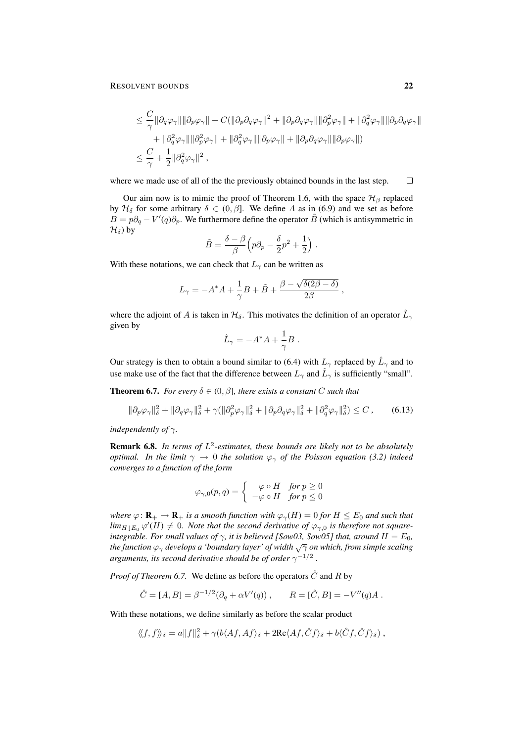$$
\begin{aligned}
&\leq \frac{C}{\gamma}\|\partial_q\varphi_\gamma\|\|\partial_p\varphi_\gamma\| + C(\|\partial_p\partial_q\varphi_\gamma\|^2 + \|\partial_p\partial_q\varphi_\gamma\|\|\partial_p^2\varphi_\gamma\| + \|\partial_q^2\varphi_\gamma\|\|\partial_p\partial_q\varphi_\gamma\| \\
&\quad + \|\partial_q^2\varphi_\gamma\|\|\partial_p^2\varphi_\gamma\| + \|\partial_q^2\varphi_\gamma\|\|\partial_p\varphi_\gamma\| + \|\partial_p\partial_q\varphi_\gamma\|\|\partial_p\varphi_\gamma\|) \\
&\leq \frac{C}{\gamma} + \frac{1}{2}\|\partial_q^2\varphi_\gamma\|^2 \,,
\end{aligned}
$$

where we made use of all of the the previously obtained bounds in the last step. □

Our aim now is to mimic the proof of Theorem 1.6, with the space $\mathcal{H}_\beta$ replaced by $\mathcal{H}_\delta$ for some arbitrary $\delta \in (0, \beta]$. We define $A$ as in (6.9) and we set as before $B = p\partial_q - V'(q)\partial_p$. We furthermore define the operator $\tilde{B}$ (which is antisymmetric in $\mathcal{H}_\delta$) by

$$
\tilde{B} = \frac{\delta - \beta}{\beta}\Big(p\partial_p - \frac{\delta}{2}p^2 + \frac{1}{2}\Big) \,.
$$

With these notations, we can check that $L_\gamma$ can be written as

$$
L_\gamma = -A^*A + \frac{1}{\gamma}B + \tilde{B} + \frac{\beta - \sqrt{\delta(2\beta - \delta)}}{2\beta} \,,
$$

where the adjoint of $A$ is taken in $\mathcal{H}_\delta$. This motivates the definition of an operator $\hat{L}_\gamma$ given by

$$
\hat{L}_\gamma = -A^*A + \frac{1}{\gamma}B \,.
$$

Our strategy is then to obtain a bound similar to (6.4) with $L_\gamma$ replaced by $\hat{L}_\gamma$ and to use make use of the fact that the difference between $L_\gamma$ and $\hat{L}_\gamma$ is sufficiently "small".

**Theorem 6.7.** *For every $\delta \in (0, \beta]$, there exists a constant $C$ such that*

$$
\|\partial_p\varphi_\gamma\|_\delta^2 + \|\partial_q\varphi_\gamma\|_\delta^2 + \gamma(\|\partial_p^2\varphi_\gamma\|_\delta^2 + \|\partial_p\partial_q\varphi_\gamma\|_\delta^2 + \|\partial_q^2\varphi_\gamma\|_\delta^2) \leq C \,, \qquad (6.13)
$$

*independently of $\gamma$.*

**Remark 6.8.** *In terms of $L^2$-estimates, these bounds are likely not to be absolutely optimal. In the limit $\gamma \to 0$ the solution $\varphi_\gamma$ of the Poisson equation (3.2) indeed converges to a function of the form*

$$
\varphi_{\gamma,0}(p,q) = \begin{cases} \varphi \circ H & \text{for } p \geq 0 \\ -\varphi \circ H & \text{for } p \leq 0 \end{cases}
$$

*where $\varphi\colon \mathbf{R}_+ \to \mathbf{R}_+$ is a smooth function with $\varphi_\gamma(H) = 0$ for $H \leq E_0$ and such that $\lim_{H \downarrow E_0} \varphi'(H) \neq 0$. Note that the second derivative of $\varphi_{\gamma,0}$ is therefore not square-integrable. For small values of $\gamma$, it is believed [Sow03, Sow05] that, around $H = E_0$, the function $\varphi_\gamma$ develops a 'boundary layer' of width $\sqrt{\gamma}$ on which, from simple scaling arguments, its second derivative should be of order $\gamma^{-1/2}$.*

*Proof of Theorem 6.7.* We define as before the operators $\hat{C}$ and $R$ by

$$
\hat{C} = [A, B] = \beta^{-1/2}(\partial_q + \alpha V'(q)) \,, \qquad R = [\hat{C}, B] = -V''(q)A \,.
$$

With these notations, we define similarly as before the scalar product

$$
\langle\!\langle f, f\rangle\!\rangle_\delta = a\|f\|_\delta^2 + \gamma(b\langle Af, Af\rangle_\delta + 2\mathrm{Re}\langle Af, \hat{C}f\rangle_\delta + b\langle \hat{C}f, \hat{C}f\rangle_\delta) \,,
$$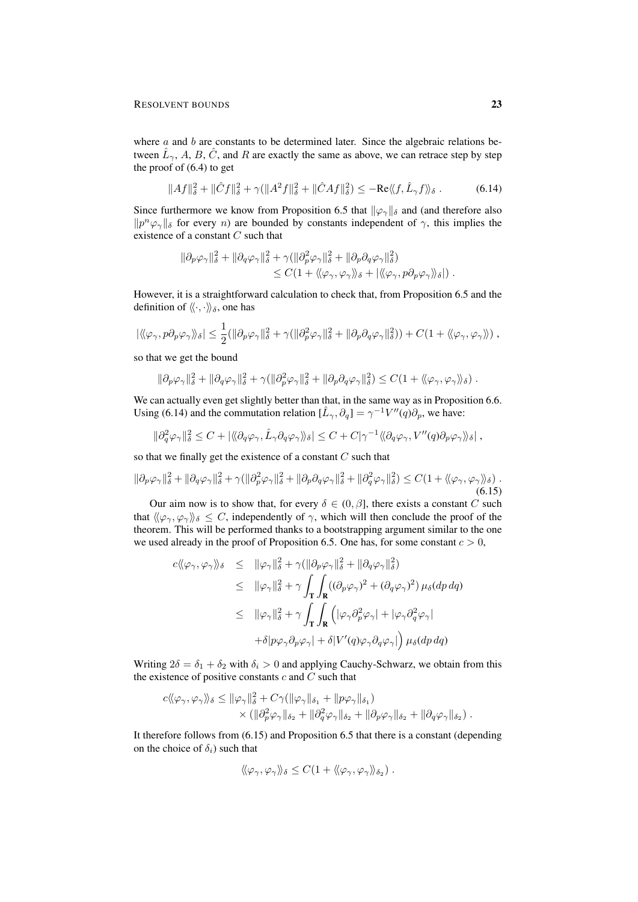where $a$ and $b$ are constants to be determined later. Since the algebraic relations between $\hat{L}_\gamma$, $A$, $B$, $\hat{C}$, and $R$ are exactly the same as above, we can retrace step by step the proof of (6.4) to get

$$\|Af\|_\delta^2 + \|\hat{C}f\|_\delta^2 + \gamma(\|A^2 f\|_\delta^2 + \|\hat{C}Af\|_\delta^2) \leq -\mathrm{Re}\langle\!\langle f, \hat{L}_\gamma f\rangle\!\rangle_\delta \;. \tag{6.14}$$

Since furthermore we know from Proposition 6.5 that $\|\varphi_\gamma\|_\delta$ and (and therefore also $\|p^n\varphi_\gamma\|_\delta$ for every $n$) are bounded by constants independent of $\gamma$, this implies the existence of a constant $C$ such that

$$\begin{aligned}\|\partial_p\varphi_\gamma\|_\delta^2 + \|\partial_q\varphi_\gamma\|_\delta^2 + \gamma(\|\partial_p^2\varphi_\gamma\|_\delta^2 + \|\partial_p\partial_q\varphi_\gamma\|_\delta^2)&\\ \leq C(1 + \langle\!\langle\varphi_\gamma,\varphi_\gamma\rangle\!\rangle_\delta + |\langle\!\langle\varphi_\gamma, p\partial_p\varphi_\gamma\rangle\!\rangle_\delta|) \;.&\end{aligned}$$

However, it is a straightforward calculation to check that, from Proposition 6.5 and the definition of $\langle\!\langle\cdot,\cdot\rangle\!\rangle_\delta$, one has

$$|\langle\!\langle\varphi_\gamma, p\partial_p\varphi_\gamma\rangle\!\rangle_\delta| \leq \frac{1}{2}(\|\partial_p\varphi_\gamma\|_\delta^2 + \gamma(\|\partial_p^2\varphi_\gamma\|_\delta^2 + \|\partial_p\partial_q\varphi_\gamma\|_\delta^2)) + C(1 + \langle\!\langle\varphi_\gamma,\varphi_\gamma\rangle\!\rangle) \;,$$

so that we get the bound

$$\|\partial_p\varphi_\gamma\|_\delta^2 + \|\partial_q\varphi_\gamma\|_\delta^2 + \gamma(\|\partial_p^2\varphi_\gamma\|_\delta^2 + \|\partial_p\partial_q\varphi_\gamma\|_\delta^2) \leq C(1 + \langle\!\langle\varphi_\gamma,\varphi_\gamma\rangle\!\rangle_\delta) \;.$$

We can actually even get slightly better than that, in the same way as in Proposition 6.6. Using (6.14) and the commutation relation $[\hat{L}_\gamma, \partial_q] = \gamma^{-1}V''(q)\partial_p$, we have:

$$\|\partial_q^2\varphi_\gamma\|_\delta^2 \leq C + |\langle\!\langle\partial_q\varphi_\gamma, \hat{L}_\gamma\partial_q\varphi_\gamma\rangle\!\rangle_\delta| \leq C + C|\gamma^{-1}\langle\!\langle\partial_q\varphi_\gamma, V''(q)\partial_p\varphi_\gamma\rangle\!\rangle_\delta| \;,$$

so that we finally get the existence of a constant $C$ such that

$$\|\partial_p\varphi_\gamma\|_\delta^2 + \|\partial_q\varphi_\gamma\|_\delta^2 + \gamma(\|\partial_p^2\varphi_\gamma\|_\delta^2 + \|\partial_p\partial_q\varphi_\gamma\|_\delta^2 + \|\partial_q^2\varphi_\gamma\|_\delta^2) \leq C(1 + \langle\!\langle\varphi_\gamma,\varphi_\gamma\rangle\!\rangle_\delta) \;. \tag{6.15}$$

Our aim now is to show that, for every $\delta \in (0,\beta]$, there exists a constant $C$ such that $\langle\!\langle\varphi_\gamma,\varphi_\gamma\rangle\!\rangle_\delta \leq C$, independently of $\gamma$, which will then conclude the proof of the theorem. This will be performed thanks to a bootstrapping argument similar to the one we used already in the proof of Proposition 6.5. One has, for some constant $c > 0$,

$$\begin{aligned}c\langle\!\langle\varphi_\gamma,\varphi_\gamma\rangle\!\rangle_\delta &\leq \|\varphi_\gamma\|_\delta^2 + \gamma(\|\partial_p\varphi_\gamma\|_\delta^2 + \|\partial_q\varphi_\gamma\|_\delta^2)\\ &\leq \|\varphi_\gamma\|_\delta^2 + \gamma\int_{\mathbf{T}}\int_{\mathbf{R}}((\partial_p\varphi_\gamma)^2 + (\partial_q\varphi_\gamma)^2)\,\mu_\delta(dp\,dq)\\ &\leq \|\varphi_\gamma\|_\delta^2 + \gamma\int_{\mathbf{T}}\int_{\mathbf{R}}\Big(|\varphi_\gamma\partial_p^2\varphi_\gamma| + |\varphi_\gamma\partial_q^2\varphi_\gamma|\\ &\qquad + \delta|p\varphi_\gamma\partial_p\varphi_\gamma| + \delta|V'(q)\varphi_\gamma\partial_q\varphi_\gamma|\Big)\,\mu_\delta(dp\,dq)\end{aligned}$$

Writing $2\delta = \delta_1 + \delta_2$ with $\delta_i > 0$ and applying Cauchy-Schwarz, we obtain from this the existence of positive constants $c$ and $C$ such that

$$\begin{aligned}c\langle\!\langle\varphi_\gamma,\varphi_\gamma\rangle\!\rangle_\delta \leq \|\varphi_\gamma\|_\delta^2 &+ C\gamma(\|\varphi_\gamma\|_{\delta_1} + \|p\varphi_\gamma\|_{\delta_1})\\ &\times(\|\partial_p^2\varphi_\gamma\|_{\delta_2} + \|\partial_q^2\varphi_\gamma\|_{\delta_2} + \|\partial_p\varphi_\gamma\|_{\delta_2} + \|\partial_q\varphi_\gamma\|_{\delta_2}) \;.\end{aligned}$$

It therefore follows from (6.15) and Proposition 6.5 that there is a constant (depending on the choice of $\delta_i$) such that

$$\langle\!\langle\varphi_\gamma,\varphi_\gamma\rangle\!\rangle_\delta \leq C(1 + \langle\!\langle\varphi_\gamma,\varphi_\gamma\rangle\!\rangle_{\delta_2}) \;.$$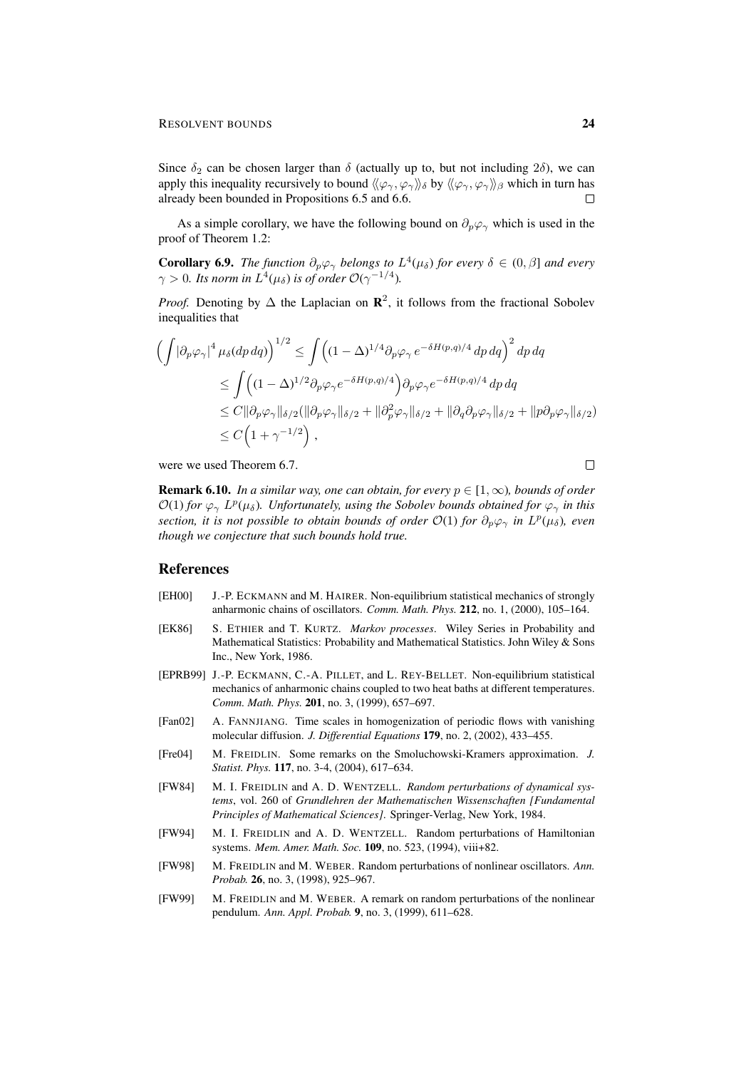Since $\delta_2$ can be chosen larger than $\delta$ (actually up to, but not including $2\delta$), we can apply this inequality recursively to bound $\langle\!\langle \varphi_\gamma, \varphi_\gamma \rangle\!\rangle_\delta$ by $\langle\!\langle \varphi_\gamma, \varphi_\gamma \rangle\!\rangle_\beta$ which in turn has already been bounded in Propositions 6.5 and 6.6. ◻

As a simple corollary, we have the following bound on $\partial_p \varphi_\gamma$ which is used in the proof of Theorem 1.2:

**Corollary 6.9.** *The function $\partial_p \varphi_\gamma$ belongs to $L^4(\mu_\delta)$ for every $\delta \in (0, \beta]$ and every $\gamma > 0$. Its norm in $L^4(\mu_\delta)$ is of order $\mathcal{O}(\gamma^{-1/4})$.*

*Proof.* Denoting by $\Delta$ the Laplacian on $\mathbf{R}^2$, it follows from the fractional Sobolev inequalities that

$$
\begin{aligned}
\Big(\int |\partial_p \varphi_\gamma|^4 \, \mu_\delta(dp\, dq)\Big)^{1/2} &\leq \int \Big((1-\Delta)^{1/4} \partial_p \varphi_\gamma \, e^{-\delta H(p,q)/4} \, dp\, dq\Big)^2 \, dp\, dq \\
&\leq \int \Big((1-\Delta)^{1/2} \partial_p \varphi_\gamma e^{-\delta H(p,q)/4}\Big) \partial_p \varphi_\gamma e^{-\delta H(p,q)/4} \, dp\, dq \\
&\leq C \|\partial_p \varphi_\gamma\|_{\delta/2} (\|\partial_p \varphi_\gamma\|_{\delta/2} + \|\partial_p^2 \varphi_\gamma\|_{\delta/2} + \|\partial_q \partial_p \varphi_\gamma\|_{\delta/2} + \|p \partial_p \varphi_\gamma\|_{\delta/2}) \\
&\leq C\Big(1 + \gamma^{-1/2}\Big) ,
\end{aligned}
$$

were we used Theorem 6.7. ◻

**Remark 6.10.** *In a similar way, one can obtain, for every $p \in [1, \infty)$, bounds of order $\mathcal{O}(1)$ for $\varphi_\gamma$ $L^p(\mu_\delta)$. Unfortunately, using the Sobolev bounds obtained for $\varphi_\gamma$ in this section, it is not possible to obtain bounds of order $\mathcal{O}(1)$ for $\partial_p \varphi_\gamma$ in $L^p(\mu_\delta)$, even though we conjecture that such bounds hold true.*

## References

[EH00] J.-P. Eckmann and M. Hairer. Non-equilibrium statistical mechanics of strongly anharmonic chains of oscillators. *Comm. Math. Phys.* **212**, no. 1, (2000), 105–164.

[EK86] S. Ethier and T. Kurtz. *Markov processes*. Wiley Series in Probability and Mathematical Statistics: Probability and Mathematical Statistics. John Wiley & Sons Inc., New York, 1986.

[EPRB99] J.-P. Eckmann, C.-A. Pillet, and L. Rey-Bellet. Non-equilibrium statistical mechanics of anharmonic chains coupled to two heat baths at different temperatures. *Comm. Math. Phys.* **201**, no. 3, (1999), 657–697.

[Fan02] A. Fannjiang. Time scales in homogenization of periodic flows with vanishing molecular diffusion. *J. Differential Equations* **179**, no. 2, (2002), 433–455.

[Fre04] M. Freidlin. Some remarks on the Smoluchowski-Kramers approximation. *J. Statist. Phys.* **117**, no. 3-4, (2004), 617–634.

[FW84] M. I. Freidlin and A. D. Wentzell. *Random perturbations of dynamical systems*, vol. 260 of *Grundlehren der Mathematischen Wissenschaften [Fundamental Principles of Mathematical Sciences]*. Springer-Verlag, New York, 1984.

[FW94] M. I. Freidlin and A. D. Wentzell. Random perturbations of Hamiltonian systems. *Mem. Amer. Math. Soc.* **109**, no. 523, (1994), viii+82.

[FW98] M. Freidlin and M. Weber. Random perturbations of nonlinear oscillators. *Ann. Probab.* **26**, no. 3, (1998), 925–967.

[FW99] M. Freidlin and M. Weber. A remark on random perturbations of the nonlinear pendulum. *Ann. Appl. Probab.* **9**, no. 3, (1999), 611–628.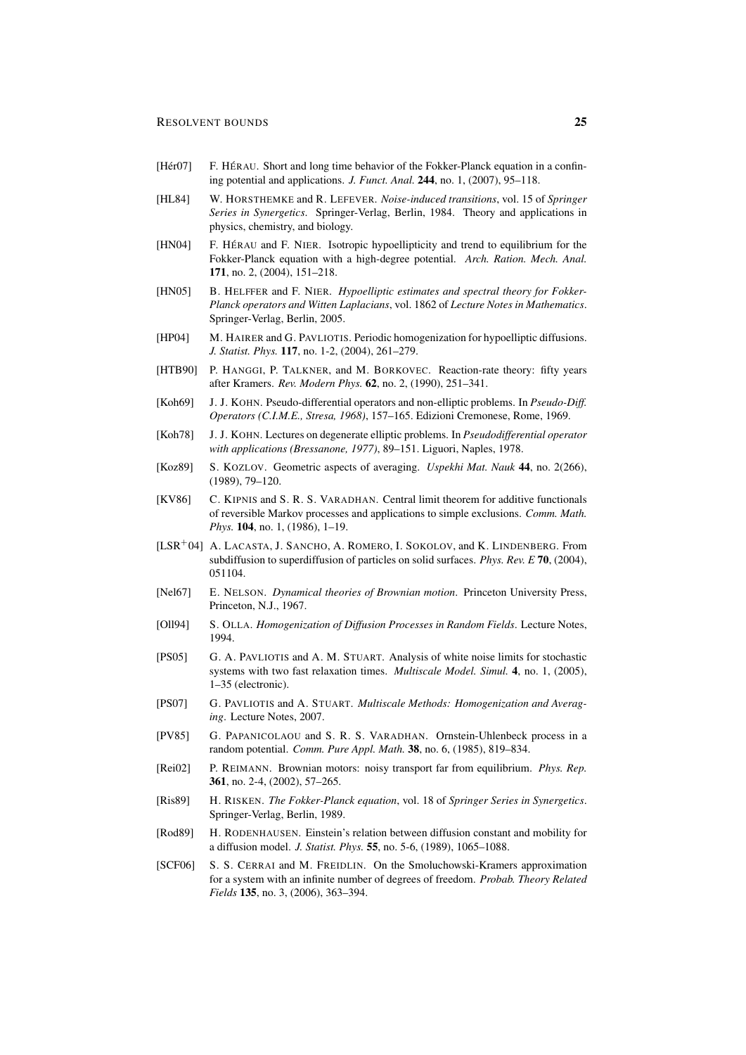[Hér07] F. HÉRAU. Short and long time behavior of the Fokker-Planck equation in a confining potential and applications. *J. Funct. Anal.* **244**, no. 1, (2007), 95–118.

[HL84] W. HORSTHEMKE and R. LEFEVER. *Noise-induced transitions*, vol. 15 of *Springer Series in Synergetics*. Springer-Verlag, Berlin, 1984. Theory and applications in physics, chemistry, and biology.

[HN04] F. HÉRAU and F. NIER. Isotropic hypoellipticity and trend to equilibrium for the Fokker-Planck equation with a high-degree potential. *Arch. Ration. Mech. Anal.* **171**, no. 2, (2004), 151–218.

[HN05] B. HELFFER and F. NIER. *Hypoelliptic estimates and spectral theory for Fokker-Planck operators and Witten Laplacians*, vol. 1862 of *Lecture Notes in Mathematics*. Springer-Verlag, Berlin, 2005.

[HP04] M. HAIRER and G. PAVLIOTIS. Periodic homogenization for hypoelliptic diffusions. *J. Statist. Phys.* **117**, no. 1-2, (2004), 261–279.

[HTB90] P. HANGGI, P. TALKNER, and M. BORKOVEC. Reaction-rate theory: fifty years after Kramers. *Rev. Modern Phys.* **62**, no. 2, (1990), 251–341.

[Koh69] J. J. KOHN. Pseudo-differential operators and non-elliptic problems. In *Pseudo-Diff. Operators (C.I.M.E., Stresa, 1968)*, 157–165. Edizioni Cremonese, Rome, 1969.

[Koh78] J. J. KOHN. Lectures on degenerate elliptic problems. In *Pseudodifferential operator with applications (Bressanone, 1977)*, 89–151. Liguori, Naples, 1978.

[Koz89] S. KOZLOV. Geometric aspects of averaging. *Uspekhi Mat. Nauk* **44**, no. 2(266), (1989), 79–120.

[KV86] C. KIPNIS and S. R. S. VARADHAN. Central limit theorem for additive functionals of reversible Markov processes and applications to simple exclusions. *Comm. Math. Phys.* **104**, no. 1, (1986), 1–19.

[LSR$^+$04] A. LACASTA, J. SANCHO, A. ROMERO, I. SOKOLOV, and K. LINDENBERG. From subdiffusion to superdiffusion of particles on solid surfaces. *Phys. Rev. E* **70**, (2004), 051104.

[Nel67] E. NELSON. *Dynamical theories of Brownian motion*. Princeton University Press, Princeton, N.J., 1967.

[Oll94] S. OLLA. *Homogenization of Diffusion Processes in Random Fields*. Lecture Notes, 1994.

[PS05] G. A. PAVLIOTIS and A. M. STUART. Analysis of white noise limits for stochastic systems with two fast relaxation times. *Multiscale Model. Simul.* **4**, no. 1, (2005), 1–35 (electronic).

[PS07] G. PAVLIOTIS and A. STUART. *Multiscale Methods: Homogenization and Averaging*. Lecture Notes, 2007.

[PV85] G. PAPANICOLAOU and S. R. S. VARADHAN. Ornstein-Uhlenbeck process in a random potential. *Comm. Pure Appl. Math.* **38**, no. 6, (1985), 819–834.

[Rei02] P. REIMANN. Brownian motors: noisy transport far from equilibrium. *Phys. Rep.* **361**, no. 2-4, (2002), 57–265.

[Ris89] H. RISKEN. *The Fokker-Planck equation*, vol. 18 of *Springer Series in Synergetics*. Springer-Verlag, Berlin, 1989.

[Rod89] H. RODENHAUSEN. Einstein's relation between diffusion constant and mobility for a diffusion model. *J. Statist. Phys.* **55**, no. 5-6, (1989), 1065–1088.

[SCF06] S. S. CERRAI and M. FREIDLIN. On the Smoluchowski-Kramers approximation for a system with an infinite number of degrees of freedom. *Probab. Theory Related Fields* **135**, no. 3, (2006), 363–394.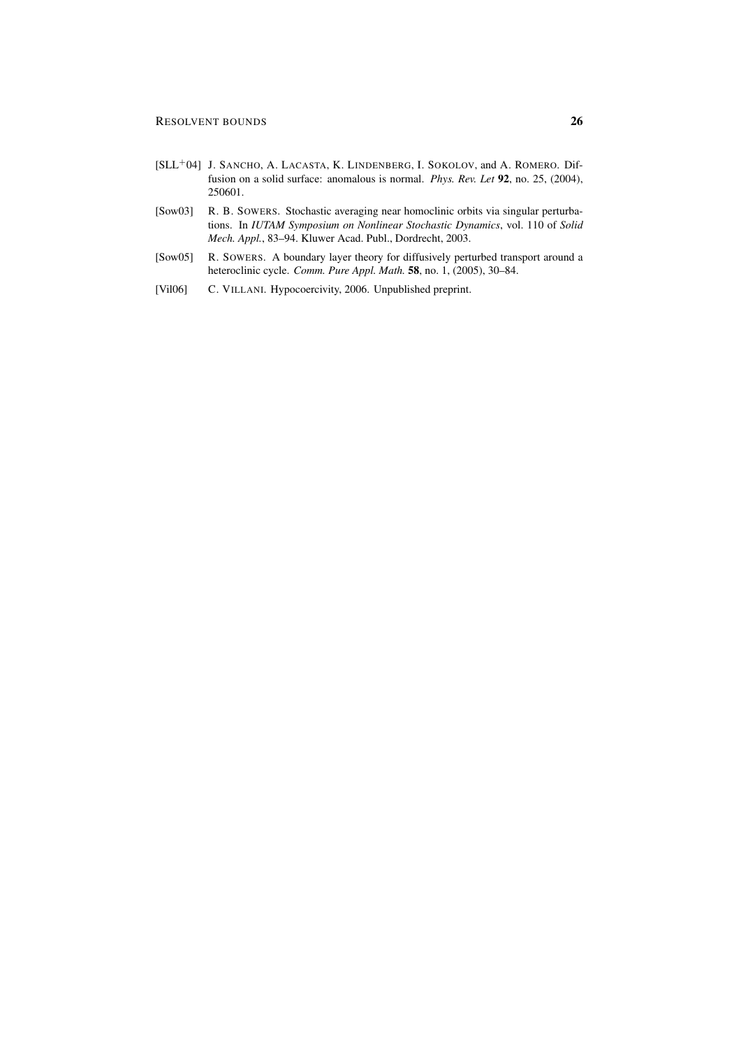[SLL[+]04] J. SANCHO, A. LACASTA, K. LINDENBERG, I. SOKOLOV, and A. ROMERO. Diffusion on a solid surface: anomalous is normal. *Phys. Rev. Let* **92**, no. 25, (2004), 250601.

[Sow03] R. B. SOWERS. Stochastic averaging near homoclinic orbits via singular perturbations. In *IUTAM Symposium on Nonlinear Stochastic Dynamics*, vol. 110 of *Solid Mech. Appl.*, 83–94. Kluwer Acad. Publ., Dordrecht, 2003.

[Sow05] R. SOWERS. A boundary layer theory for diffusively perturbed transport around a heteroclinic cycle. *Comm. Pure Appl. Math.* **58**, no. 1, (2005), 30–84.

[Vil06] C. VILLANI. Hypocoercivity, 2006. Unpublished preprint.